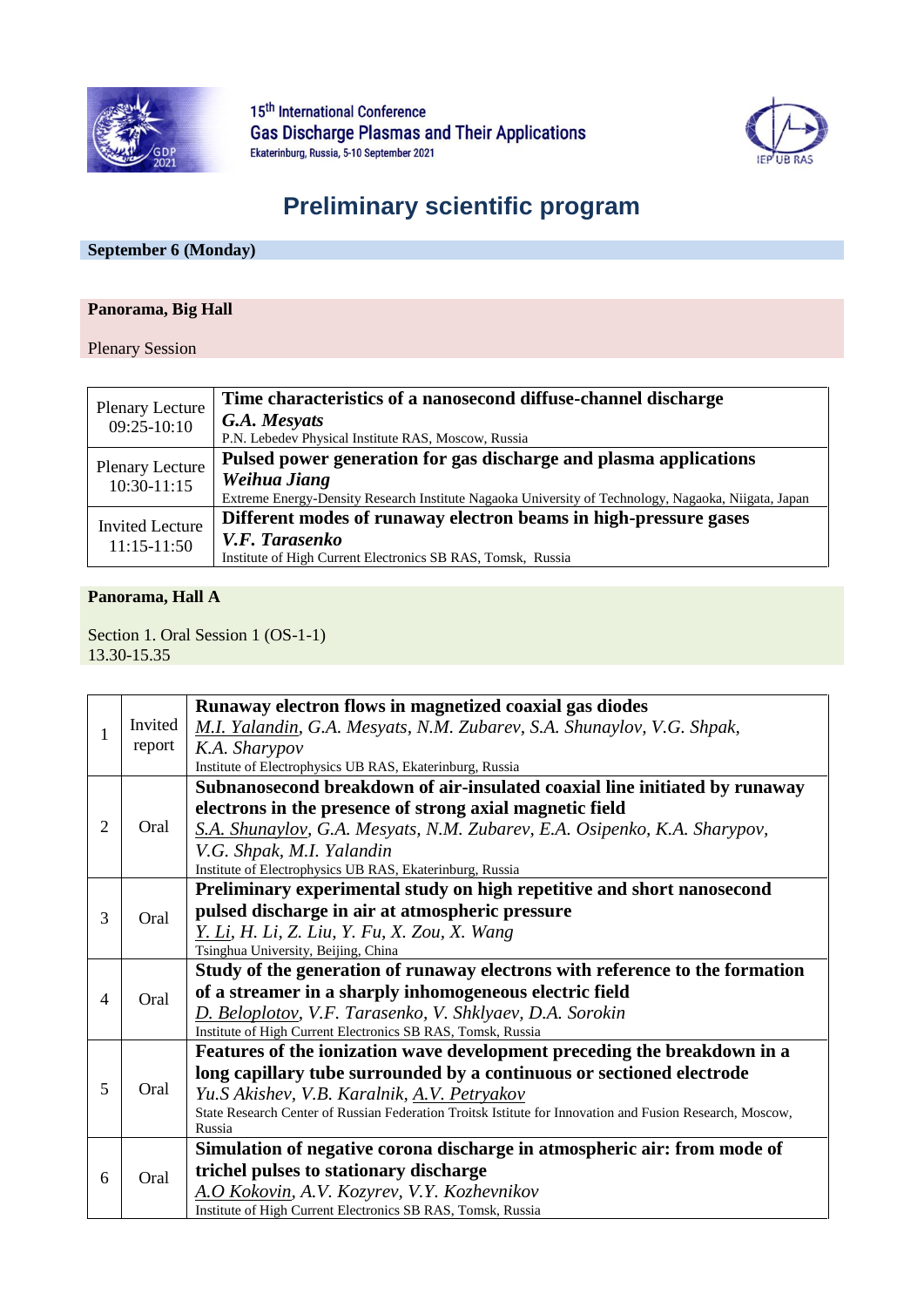15[th] International Conference
Gas Discharge Plasmas and Their Applications
Ekaterinburg, Russia, 5-10 September 2021

# Preliminary scientific program

## September 6 (Monday)

### Panorama, Big Hall

Plenary Session

| | |
|---|---|
| Plenary Lecture 09:25-10:10 | **Time characteristics of a nanosecond diffuse-channel discharge** ***G.A. Mesyats*** P.N. Lebedev Physical Institute RAS, Moscow, Russia |
| Plenary Lecture 10:30-11:15 | **Pulsed power generation for gas discharge and plasma applications** ***Weihua Jiang*** Extreme Energy-Density Research Institute Nagaoka University of Technology, Nagaoka, Niigata, Japan |
| Invited Lecture 11:15-11:50 | **Different modes of runaway electron beams in high-pressure gases** ***V.F. Tarasenko*** Institute of High Current Electronics SB RAS, Tomsk, Russia |

### Panorama, Hall A

Section 1. Oral Session 1 (OS-1-1)
13.30-15.35

| | | |
|---|---|---|
| 1 | Invited report | **Runaway electron flows in magnetized coaxial gas diodes** *M.I. Yalandin, G.A. Mesyats, N.M. Zubarev, S.A. Shunaylov, V.G. Shpak, K.A. Sharypov* Institute of Electrophysics UB RAS, Ekaterinburg, Russia |
| 2 | Oral | **Subnanosecond breakdown of air-insulated coaxial line initiated by runaway electrons in the presence of strong axial magnetic field** *S.A. Shunaylov, G.A. Mesyats, N.M. Zubarev, E.A. Osipenko, K.A. Sharypov, V.G. Shpak, M.I. Yalandin* Institute of Electrophysics UB RAS, Ekaterinburg, Russia |
| 3 | Oral | **Preliminary experimental study on high repetitive and short nanosecond pulsed discharge in air at atmospheric pressure** *Y. Li, H. Li, Z. Liu, Y. Fu, X. Zou, X. Wang* Tsinghua University, Beijing, China |
| 4 | Oral | **Study of the generation of runaway electrons with reference to the formation of a streamer in a sharply inhomogeneous electric field** *D. Beloplotov, V.F. Tarasenko, V. Shklyaev, D.A. Sorokin* Institute of High Current Electronics SB RAS, Tomsk, Russia |
| 5 | Oral | **Features of the ionization wave development preceding the breakdown in a long capillary tube surrounded by a continuous or sectioned electrode** *Yu.S Akishev, V.B. Karalnik, A.V. Petryakov* State Research Center of Russian Federation Troitsk Istitute for Innovation and Fusion Research, Moscow, Russia |
| 6 | Oral | **Simulation of negative corona discharge in atmospheric air: from mode of trichel pulses to stationary discharge** *A.O Kokovin, A.V. Kozyrev, V.Y. Kozhevnikov* Institute of High Current Electronics SB RAS, Tomsk, Russia |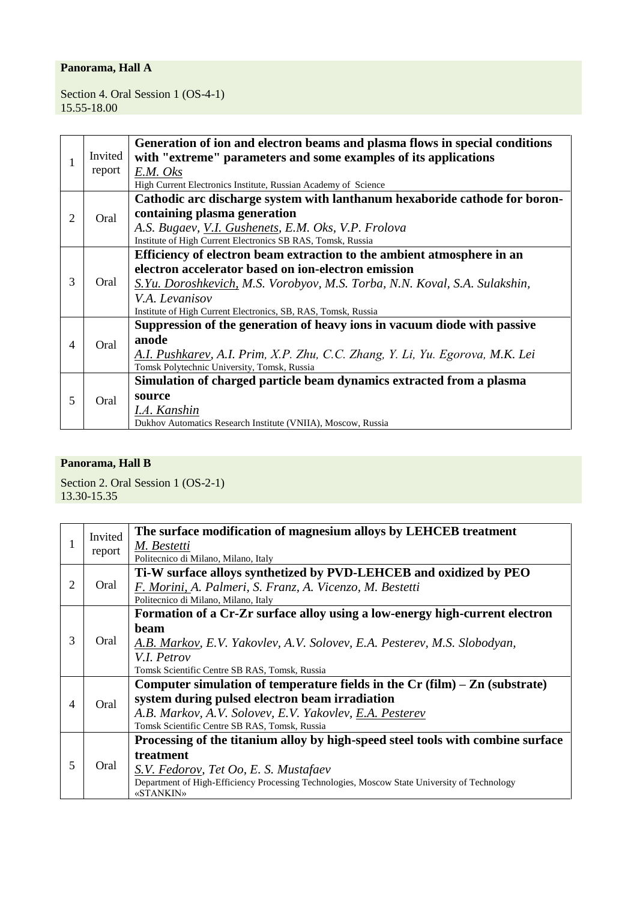**Panorama, Hall A**

Section 4. Oral Session 1 (OS-4-1)
15.55-18.00

| | | |
|---|---|---|
| 1 | Invited report | **Generation of ion and electron beams and plasma flows in special conditions with "extreme" parameters and some examples of its applications**<br>*E.M. Oks*<br>High Current Electronics Institute, Russian Academy of Science |
| 2 | Oral | **Cathodic arc discharge system with lanthanum hexaboride cathode for boron-containing plasma generation**<br>*A.S. Bugaev, V.I. Gushenets, E.M. Oks, V.P. Frolova*<br>Institute of High Current Electronics SB RAS, Tomsk, Russia |
| 3 | Oral | **Efficiency of electron beam extraction to the ambient atmosphere in an electron accelerator based on ion-electron emission**<br>*S.Yu. Doroshkevich, M.S. Vorobyov, M.S. Torba, N.N. Koval, S.A. Sulakshin, V.A. Levanisov*<br>Institute of High Current Electronics, SB, RAS, Tomsk, Russia |
| 4 | Oral | **Suppression of the generation of heavy ions in vacuum diode with passive anode**<br>*A.I. Pushkarev, A.I. Prim, X.P. Zhu, C.C. Zhang, Y. Li, Yu. Egorova, M.K. Lei*<br>Tomsk Polytechnic University, Tomsk, Russia |
| 5 | Oral | **Simulation of charged particle beam dynamics extracted from a plasma source**<br>*I.A. Kanshin*<br>Dukhov Automatics Research Institute (VNIIA), Moscow, Russia |

**Panorama, Hall B**

Section 2. Oral Session 1 (OS-2-1)
13.30-15.35

| | | |
|---|---|---|
| 1 | Invited report | **The surface modification of magnesium alloys by LEHCEB treatment**<br>*M. Bestetti*<br>Politecnico di Milano, Milano, Italy |
| 2 | Oral | **Ti-W surface alloys synthetized by PVD-LEHCEB and oxidized by PEO**<br>*F. Morini, A. Palmeri, S. Franz, A. Vicenzo, M. Bestetti*<br>Politecnico di Milano, Milano, Italy |
| 3 | Oral | **Formation of a Cr-Zr surface alloy using a low-energy high-current electron beam**<br>*A.B. Markov, E.V. Yakovlev, A.V. Solovev, E.A. Pesterev, M.S. Slobodyan, V.I. Petrov*<br>Tomsk Scientific Centre SB RAS, Tomsk, Russia |
| 4 | Oral | **Computer simulation of temperature fields in the Cr (film) – Zn (substrate) system during pulsed electron beam irradiation**<br>*A.B. Markov, A.V. Solovev, E.V. Yakovlev, E.A. Pesterev*<br>Tomsk Scientific Centre SB RAS, Tomsk, Russia |
| 5 | Oral | **Processing of the titanium alloy by high-speed steel tools with combine surface treatment**<br>*S.V. Fedorov, Tet Oo, E. S. Mustafaev*<br>Department of High-Efficiency Processing Technologies, Moscow State University of Technology «STANKIN» |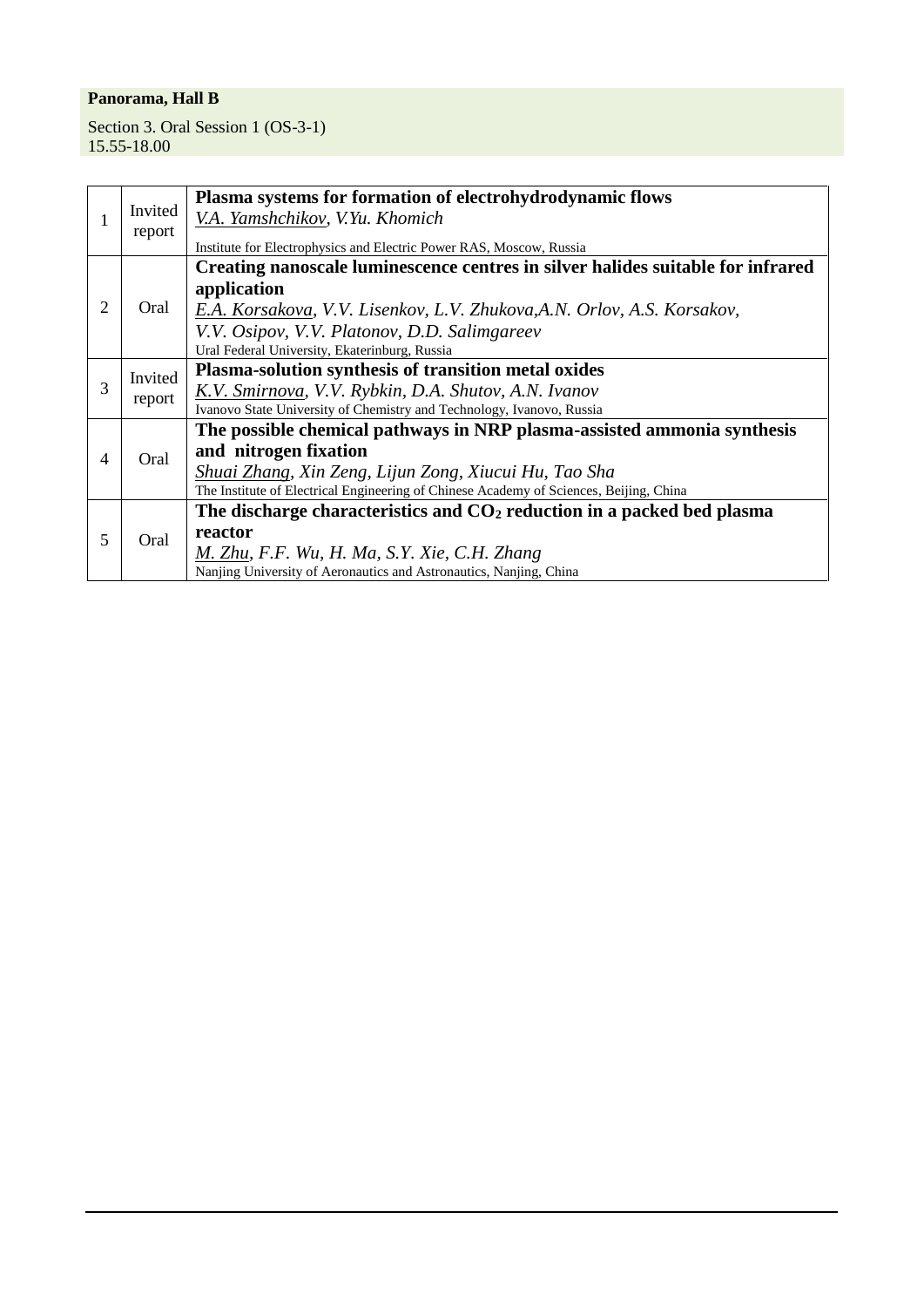**Panorama, Hall B**

Section 3. Oral Session 1 (OS-3-1)
15.55-18.00

| | | |
|---|---|---|
| 1 | Invited report | **Plasma systems for formation of electrohydrodynamic flows**<br>*V.A. Yamshchikov, V.Yu. Khomich*<br>Institute for Electrophysics and Electric Power RAS, Moscow, Russia |
| 2 | Oral | **Creating nanoscale luminescence centres in silver halides suitable for infrared application**<br>*E.A. Korsakova, V.V. Lisenkov, L.V. Zhukova,A.N. Orlov, A.S. Korsakov, V.V. Osipov, V.V. Platonov, D.D. Salimgareev*<br>Ural Federal University, Ekaterinburg, Russia |
| 3 | Invited report | **Plasma-solution synthesis of transition metal oxides**<br>*K.V. Smirnova, V.V. Rybkin, D.A. Shutov, A.N. Ivanov*<br>Ivanovo State University of Chemistry and Technology, Ivanovo, Russia |
| 4 | Oral | **The possible chemical pathways in NRP plasma-assisted ammonia synthesis and nitrogen fixation**<br>*Shuai Zhang, Xin Zeng, Lijun Zong, Xiucui Hu, Tao Sha*<br>The Institute of Electrical Engineering of Chinese Academy of Sciences, Beijing, China |
| 5 | Oral | **The discharge characteristics and $CO_2$ reduction in a packed bed plasma reactor**<br>*M. Zhu, F.F. Wu, H. Ma, S.Y. Xie, C.H. Zhang*<br>Nanjing University of Aeronautics and Astronautics, Nanjing, China |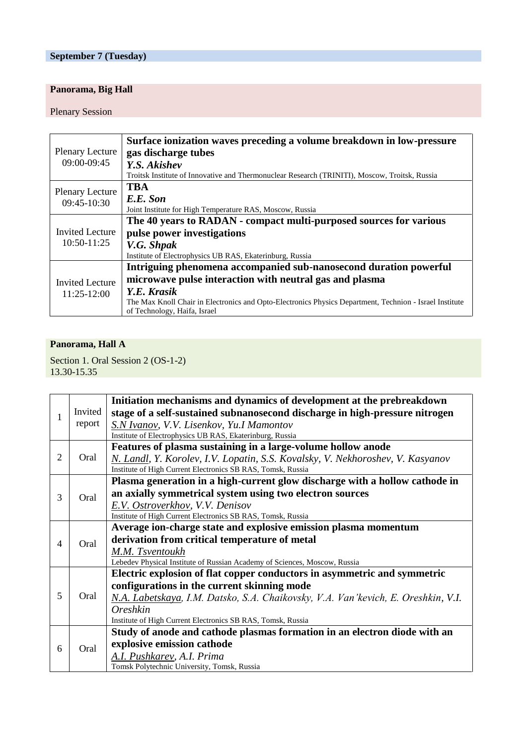**September 7 (Tuesday)**

**Panorama, Big Hall**

Plenary Session

| | |
|---|---|
| Plenary Lecture 09:00-09:45 | **Surface ionization waves preceding a volume breakdown in low-pressure gas discharge tubes**<br>***Y.S. Akishev***<br>Troitsk Institute of Innovative and Thermonuclear Research (TRINITI), Moscow, Troitsk, Russia |
| Plenary Lecture 09:45-10:30 | **TBA**<br>***E.E. Son***<br>Joint Institute for High Temperature RAS, Moscow, Russia |
| Invited Lecture 10:50-11:25 | **The 40 years to RADAN - compact multi-purposed sources for various pulse power investigations**<br>***V.G. Shpak***<br>Institute of Electrophysics UB RAS, Ekaterinburg, Russia |
| Invited Lecture 11:25-12:00 | **Intriguing phenomena accompanied sub-nanosecond duration powerful microwave pulse interaction with neutral gas and plasma**<br>***Y.E. Krasik***<br>The Max Knoll Chair in Electronics and Opto-Electronics Physics Department, Technion - Israel Institute of Technology, Haifa, Israel |

**Panorama, Hall A**

Section 1. Oral Session 2 (OS-1-2)
13.30-15.35

| | | |
|---|---|---|
| 1 | Invited report | **Initiation mechanisms and dynamics of development at the prebreakdown stage of a self-sustained subnanosecond discharge in high-pressure nitrogen**<br>*S.N Ivanov, V.V. Lisenkov, Yu.I Mamontov*<br>Institute of Electrophysics UB RAS, Ekaterinburg, Russia |
| 2 | Oral | **Features of plasma sustaining in a large-volume hollow anode**<br>*N. Landl, Y. Korolev, I.V. Lopatin, S.S. Kovalsky, V. Nekhoroshev, V. Kasyanov*<br>Institute of High Current Electronics SB RAS, Tomsk, Russia |
| 3 | Oral | **Plasma generation in a high-current glow discharge with a hollow cathode in an axially symmetrical system using two electron sources**<br>*E.V. Ostroverkhov, V.V. Denisov*<br>Institute of High Current Electronics SB RAS, Tomsk, Russia |
| 4 | Oral | **Average ion-charge state and explosive emission plasma momentum derivation from critical temperature of metal**<br>*M.M. Tsventoukh*<br>Lebedev Physical Institute of Russian Academy of Sciences, Moscow, Russia |
| 5 | Oral | **Electric explosion of flat copper conductors in asymmetric and symmetric configurations in the current skinning mode**<br>*N.A. Labetskaya, I.M. Datsko, S.A. Chaikovsky, V.A. Van'kevich, E. Oreshkin, V.I. Oreshkin*<br>Institute of High Current Electronics SB RAS, Tomsk, Russia |
| 6 | Oral | **Study of anode and cathode plasmas formation in an electron diode with an explosive emission cathode**<br>*A.I. Pushkarev, A.I. Prima*<br>Tomsk Polytechnic University, Tomsk, Russia |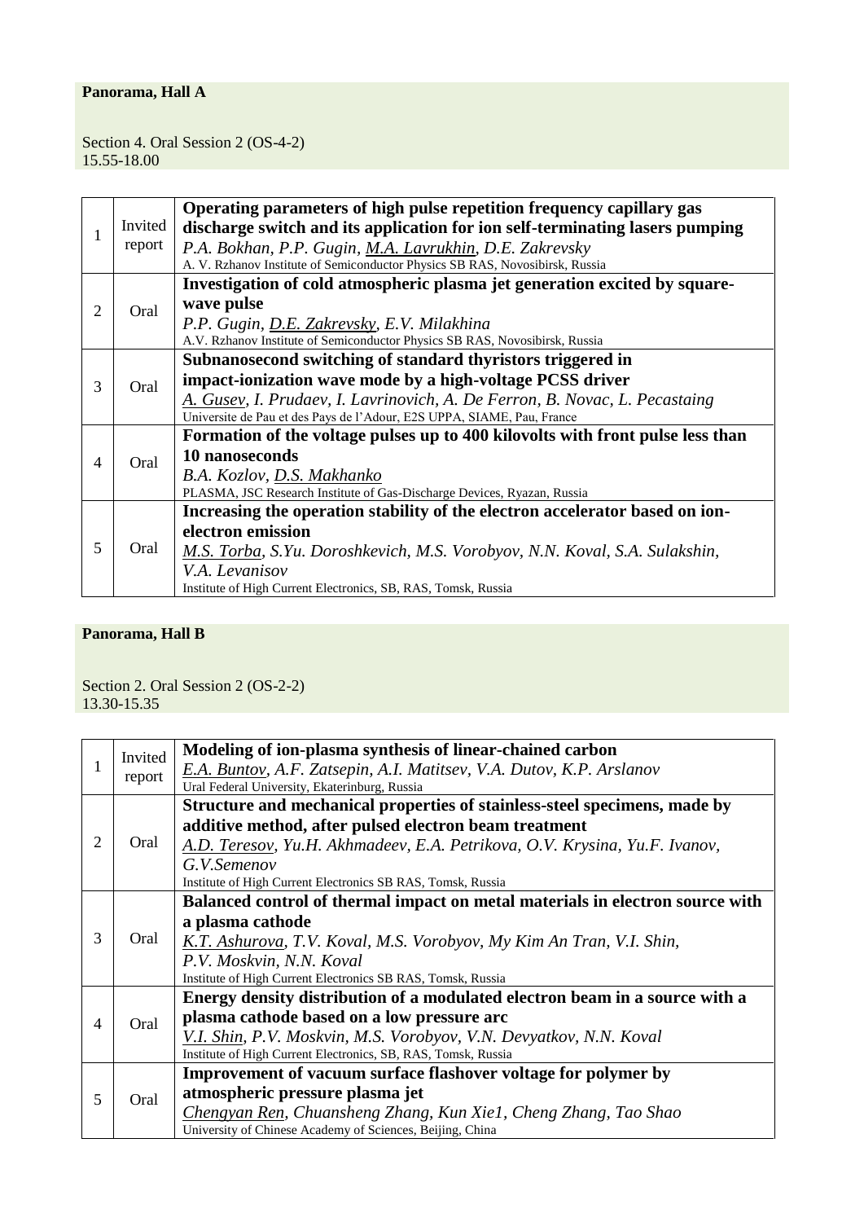**Panorama, Hall A**

Section 4. Oral Session 2 (OS-4-2)
15.55-18.00

| | | |
|---|---|---|
| 1 | Invited report | **Operating parameters of high pulse repetition frequency capillary gas discharge switch and its application for ion self-terminating lasers pumping**<br>*P.A. Bokhan, P.P. Gugin, <u>M.A. Lavrukhin</u>, D.E. Zakrevsky*<br>A. V. Rzhanov Institute of Semiconductor Physics SB RAS, Novosibirsk, Russia |
| 2 | Oral | **Investigation of cold atmospheric plasma jet generation excited by square-wave pulse**<br>*P.P. Gugin, <u>D.E. Zakrevsky</u>, E.V. Milakhina*<br>A.V. Rzhanov Institute of Semiconductor Physics SB RAS, Novosibirsk, Russia |
| 3 | Oral | **Subnanosecond switching of standard thyristors triggered in impact-ionization wave mode by a high-voltage PCSS driver**<br>*<u>A. Gusev</u>, I. Prudaev, I. Lavrinovich, A. De Ferron, B. Novac, L. Pecastaing*<br>Universite de Pau et des Pays de l'Adour, E2S UPPA, SIAME, Pau, France |
| 4 | Oral | **Formation of the voltage pulses up to 400 kilovolts with front pulse less than 10 nanoseconds**<br>*B.A. Kozlov, <u>D.S. Makhanko</u>*<br>PLASMA, JSC Research Institute of Gas-Discharge Devices, Ryazan, Russia |
| 5 | Oral | **Increasing the operation stability of the electron accelerator based on ion-electron emission**<br>*<u>M.S. Torba</u>, S.Yu. Doroshkevich, M.S. Vorobyov, N.N. Koval, S.A. Sulakshin, V.A. Levanisov*<br>Institute of High Current Electronics, SB, RAS, Tomsk, Russia |

**Panorama, Hall B**

Section 2. Oral Session 2 (OS-2-2)
13.30-15.35

| | | |
|---|---|---|
| 1 | Invited report | **Modeling of ion-plasma synthesis of linear-chained carbon**<br>*<u>E.A. Buntov</u>, A.F. Zatsepin, A.I. Matitsev, V.A. Dutov, K.P. Arslanov*<br>Ural Federal University, Ekaterinburg, Russia |
| 2 | Oral | **Structure and mechanical properties of stainless-steel specimens, made by additive method, after pulsed electron beam treatment**<br>*<u>A.D. Teresov</u>, Yu.H. Akhmadeev, E.A. Petrikova, O.V. Krysina, Yu.F. Ivanov, G.V.Semenov*<br>Institute of High Current Electronics SB RAS, Tomsk, Russia |
| 3 | Oral | **Balanced control of thermal impact on metal materials in electron source with a plasma cathode**<br>*<u>K.T. Ashurova</u>, T.V. Koval, M.S. Vorobyov, My Kim An Tran, V.I. Shin, P.V. Moskvin, N.N. Koval*<br>Institute of High Current Electronics SB RAS, Tomsk, Russia |
| 4 | Oral | **Energy density distribution of a modulated electron beam in a source with a plasma cathode based on a low pressure arc**<br>*<u>V.I. Shin</u>, P.V. Moskvin, M.S. Vorobyov, V.N. Devyatkov, N.N. Koval*<br>Institute of High Current Electronics, SB, RAS, Tomsk, Russia |
| 5 | Oral | **Improvement of vacuum surface flashover voltage for polymer by atmospheric pressure plasma jet**<br>*<u>Chengyan Ren</u>, Chuansheng Zhang, Kun Xie1, Cheng Zhang, Tao Shao*<br>University of Chinese Academy of Sciences, Beijing, China |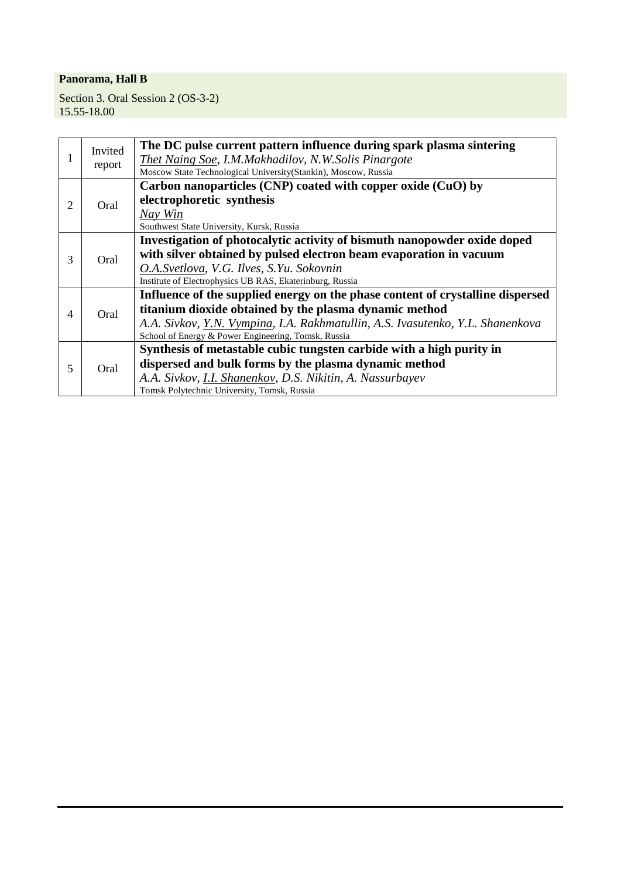**Panorama, Hall B**

Section 3. Oral Session 2 (OS-3-2)
15.55-18.00

| | | |
|---|---|---|
| 1 | Invited report | **The DC pulse current pattern influence during spark plasma sintering**<br>*<u>Thet Naing Soe</u>, I.M.Makhadilov, N.W.Solis Pinargote*<br>Moscow State Technological University(Stankin), Moscow, Russia |
| 2 | Oral | **Carbon nanoparticles (CNP) coated with copper oxide (CuO) by electrophoretic synthesis**<br>*<u>Nay Win</u>*<br>Southwest State University, Kursk, Russia |
| 3 | Oral | **Investigation of photocalytic activity of bismuth nanopowder oxide doped with silver obtained by pulsed electron beam evaporation in vacuum**<br>*<u>O.A.Svetlova</u>, V.G. Ilves, S.Yu. Sokovnin*<br>Institute of Electrophysics UB RAS, Ekaterinburg, Russia |
| 4 | Oral | **Influence of the supplied energy on the phase content of crystalline dispersed titanium dioxide obtained by the plasma dynamic method**<br>*A.A. Sivkov, <u>Y.N. Vympina</u>, I.A. Rakhmatullin, A.S. Ivasutenko, Y.L. Shanenkova*<br>School of Energy & Power Engineering, Tomsk, Russia |
| 5 | Oral | **Synthesis of metastable cubic tungsten carbide with a high purity in dispersed and bulk forms by the plasma dynamic method**<br>*A.A. Sivkov, <u>I.I. Shanenkov</u>, D.S. Nikitin, A. Nassurbayev*<br>Tomsk Polytechnic University, Tomsk, Russia |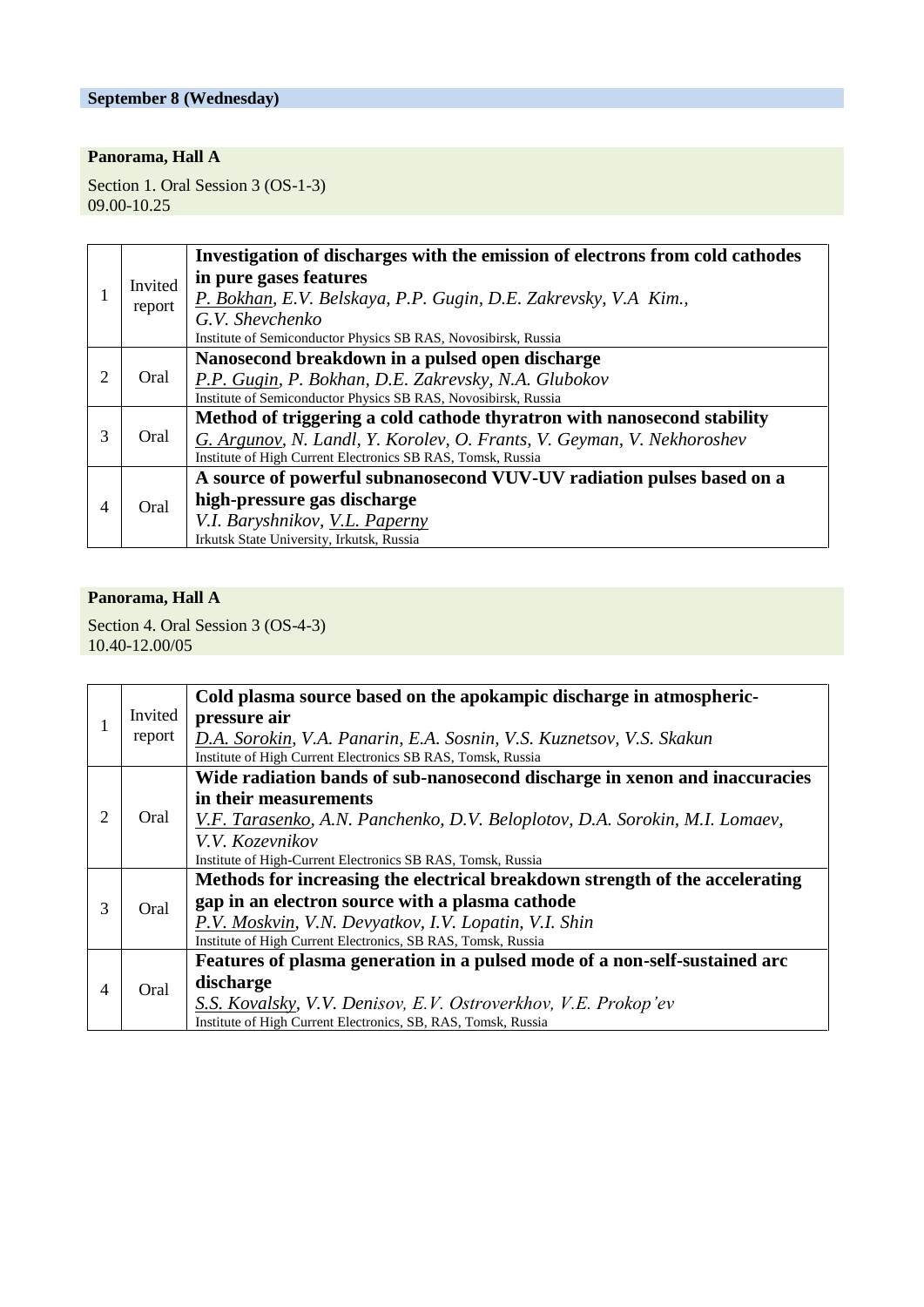**September 8 (Wednesday)**

**Panorama, Hall A**

Section 1. Oral Session 3 (OS-1-3)
09.00-10.25

| | | |
|---|---|---|
| 1 | Invited report | **Investigation of discharges with the emission of electrons from cold cathodes in pure gases features**<br>*P. Bokhan, E.V. Belskaya, P.P. Gugin, D.E. Zakrevsky, V.A Kim., G.V. Shevchenko*<br>Institute of Semiconductor Physics SB RAS, Novosibirsk, Russia |
| 2 | Oral | **Nanosecond breakdown in a pulsed open discharge**<br>*P.P. Gugin, P. Bokhan, D.E. Zakrevsky, N.A. Glubokov*<br>Institute of Semiconductor Physics SB RAS, Novosibirsk, Russia |
| 3 | Oral | **Method of triggering a cold cathode thyratron with nanosecond stability**<br>*G. Argunov, N. Landl, Y. Korolev, O. Frants, V. Geyman, V. Nekhoroshev*<br>Institute of High Current Electronics SB RAS, Tomsk, Russia |
| 4 | Oral | **A source of powerful subnanosecond VUV-UV radiation pulses based on a high-pressure gas discharge**<br>*V.I. Baryshnikov, V.L. Paperny*<br>Irkutsk State University, Irkutsk, Russia |

**Panorama, Hall A**

Section 4. Oral Session 3 (OS-4-3)
10.40-12.00/05

| | | |
|---|---|---|
| 1 | Invited report | **Cold plasma source based on the apokampic discharge in atmospheric-pressure air**<br>*D.A. Sorokin, V.A. Panarin, E.A. Sosnin, V.S. Kuznetsov, V.S. Skakun*<br>Institute of High Current Electronics SB RAS, Tomsk, Russia |
| 2 | Oral | **Wide radiation bands of sub-nanosecond discharge in xenon and inaccuracies in their measurements**<br>*V.F. Tarasenko, A.N. Panchenko, D.V. Beloplotov, D.A. Sorokin, M.I. Lomaev, V.V. Kozevnikov*<br>Institute of High-Current Electronics SB RAS, Tomsk, Russia |
| 3 | Oral | **Methods for increasing the electrical breakdown strength of the accelerating gap in an electron source with a plasma cathode**<br>*P.V. Moskvin, V.N. Devyatkov, I.V. Lopatin, V.I. Shin*<br>Institute of High Current Electronics, SB RAS, Tomsk, Russia |
| 4 | Oral | **Features of plasma generation in a pulsed mode of a non-self-sustained arc discharge**<br>*S.S. Kovalsky, V.V. Denisov, E.V. Ostroverkhov, V.E. Prokop'ev*<br>Institute of High Current Electronics, SB, RAS, Tomsk, Russia |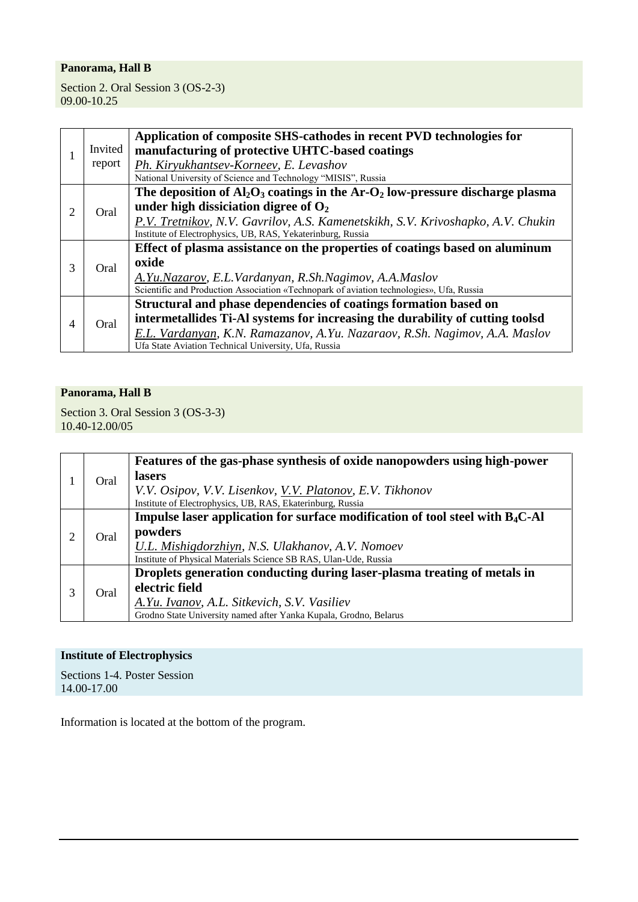**Panorama, Hall B**

Section 2. Oral Session 3 (OS-2-3)
09.00-10.25

| | | |
|---|---|---|
| 1 | Invited report | **Application of composite SHS-cathodes in recent PVD technologies for manufacturing of protective UHTC-based coatings**<br>*Ph. Kiryukhantsev-Korneev, E. Levashov*<br>National University of Science and Technology “MISIS”, Russia |
| 2 | Oral | **The deposition of $Al_2O_3$ coatings in the Ar-$O_2$ low-pressure discharge plasma under high dissiciation digree of $O_2$**<br>*P.V. Tretnikov, N.V. Gavrilov, A.S. Kamenetskikh, S.V. Krivoshapko, A.V. Chukin*<br>Institute of Electrophysics, UB, RAS, Yekaterinburg, Russia |
| 3 | Oral | **Effect of plasma assistance on the properties of coatings based on aluminum oxide**<br>*A.Yu.Nazarov, E.L.Vardanyan, R.Sh.Nagimov, A.A.Maslov*<br>Scientific and Production Association «Technopark of aviation technologies», Ufa, Russia |
| 4 | Oral | **Structural and phase dependencies of coatings formation based on intermetallides Ti-Al systems for increasing the durability of cutting toolsd**<br>*E.L. Vardanyan, K.N. Ramazanov, A.Yu. Nazaraov, R.Sh. Nagimov, A.A. Maslov*<br>Ufa State Aviation Technical University, Ufa, Russia |

**Panorama, Hall B**

Section 3. Oral Session 3 (OS-3-3)
10.40-12.00/05

| | | |
|---|---|---|
| 1 | Oral | **Features of the gas-phase synthesis of oxide nanopowders using high-power lasers**<br>*V.V. Osipov, V.V. Lisenkov, V.V. Platonov, E.V. Tikhonov*<br>Institute of Electrophysics, UB, RAS, Ekaterinburg, Russia |
| 2 | Oral | **Impulse laser application for surface modification of tool steel with $B_4C$-Al powders**<br>*U.L. Mishigdorzhiyn, N.S. Ulakhanov, A.V. Nomoev*<br>Institute of Physical Materials Science SB RAS, Ulan-Ude, Russia |
| 3 | Oral | **Droplets generation conducting during laser-plasma treating of metals in electric field**<br>*A.Yu. Ivanov, A.L. Sitkevich, S.V. Vasiliev*<br>Grodno State University named after Yanka Kupala, Grodno, Belarus |

**Institute of Electrophysics**

Sections 1-4. Poster Session
14.00-17.00

Information is located at the bottom of the program.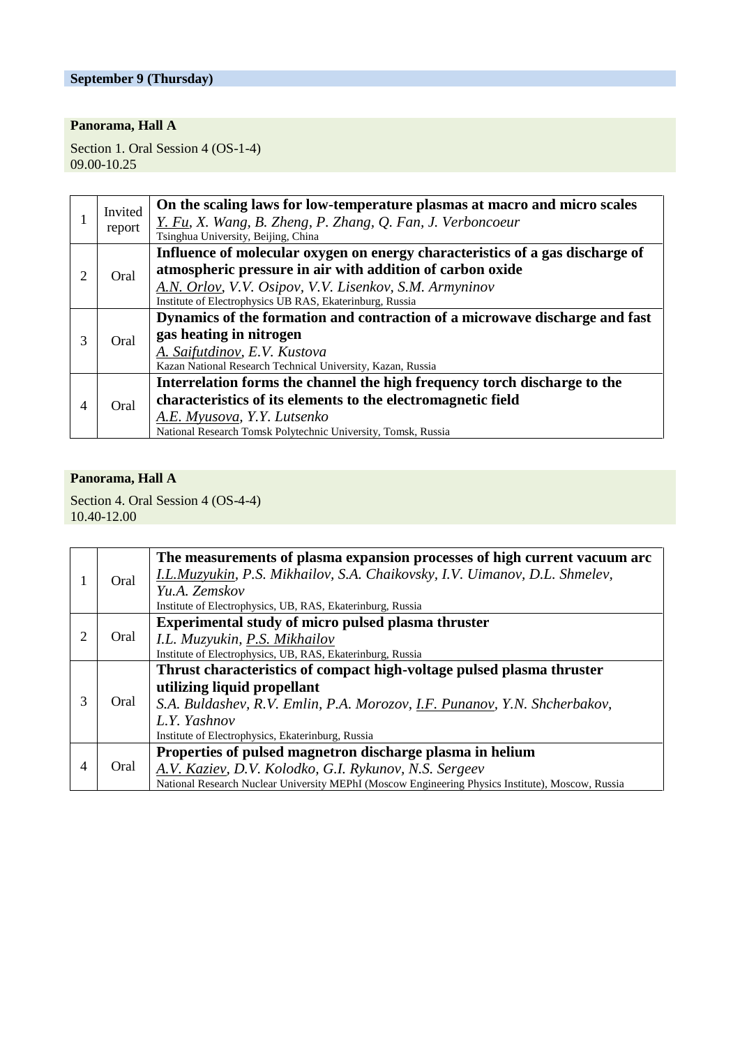## September 9 (Thursday)

### Panorama, Hall A

Section 1. Oral Session 4 (OS-1-4)
09.00-10.25

| | | |
|---|---|---|
| 1 | Invited report | **On the scaling laws for low-temperature plasmas at macro and micro scales**<br>*Y. Fu, X. Wang, B. Zheng, P. Zhang, Q. Fan, J. Verboncoeur*<br>Tsinghua University, Beijing, China |
| 2 | Oral | **Influence of molecular oxygen on energy characteristics of a gas discharge of atmospheric pressure in air with addition of carbon oxide**<br>*A.N. Orlov, V.V. Osipov, V.V. Lisenkov, S.M. Armyninov*<br>Institute of Electrophysics UB RAS, Ekaterinburg, Russia |
| 3 | Oral | **Dynamics of the formation and contraction of a microwave discharge and fast gas heating in nitrogen**<br>*A. Saifutdinov, E.V. Kustova*<br>Kazan National Research Technical University, Kazan, Russia |
| 4 | Oral | **Interrelation forms the channel the high frequency torch discharge to the characteristics of its elements to the electromagnetic field**<br>*A.E. Myusova, Y.Y. Lutsenko*<br>National Research Tomsk Polytechnic University, Tomsk, Russia |

### Panorama, Hall A

Section 4. Oral Session 4 (OS-4-4)
10.40-12.00

| | | |
|---|---|---|
| 1 | Oral | **The measurements of plasma expansion processes of high current vacuum arc**<br>*I.L.Muzyukin, P.S. Mikhailov, S.A. Chaikovsky, I.V. Uimanov, D.L. Shmelev, Yu.A. Zemskov*<br>Institute of Electrophysics, UB, RAS, Ekaterinburg, Russia |
| 2 | Oral | **Experimental study of micro pulsed plasma thruster**<br>*I.L. Muzyukin, P.S. Mikhailov*<br>Institute of Electrophysics, UB, RAS, Ekaterinburg, Russia |
| 3 | Oral | **Thrust characteristics of compact high-voltage pulsed plasma thruster utilizing liquid propellant**<br>*S.A. Buldashev, R.V. Emlin, P.A. Morozov, I.F. Punanov, Y.N. Shcherbakov, L.Y. Yashnov*<br>Institute of Electrophysics, Ekaterinburg, Russia |
| 4 | Oral | **Properties of pulsed magnetron discharge plasma in helium**<br>*A.V. Kaziev, D.V. Kolodko, G.I. Rykunov, N.S. Sergeev*<br>National Research Nuclear University MEPhI (Moscow Engineering Physics Institute), Moscow, Russia |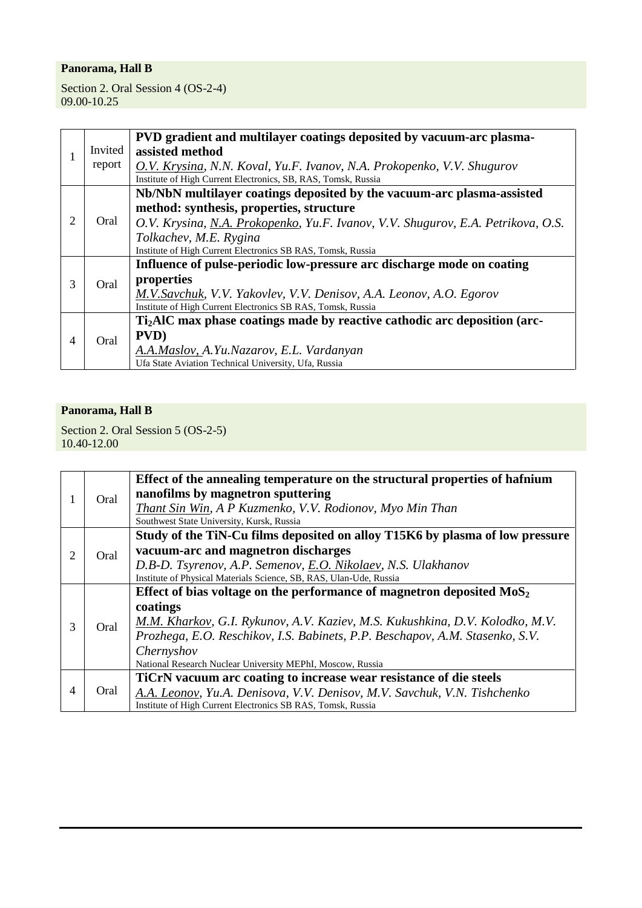**Panorama, Hall B**

Section 2. Oral Session 4 (OS-2-4)
09.00-10.25

| | | |
|---|---|---|
| 1 | Invited report | **PVD gradient and multilayer coatings deposited by vacuum-arc plasma-assisted method**<br>*O.V. Krysina, N.N. Koval, Yu.F. Ivanov, N.A. Prokopenko, V.V. Shugurov*<br>Institute of High Current Electronics, SB, RAS, Tomsk, Russia |
| 2 | Oral | **Nb/NbN multilayer coatings deposited by the vacuum-arc plasma-assisted method: synthesis, properties, structure**<br>*O.V. Krysina, N.A. Prokopenko, Yu.F. Ivanov, V.V. Shugurov, E.A. Petrikova, O.S. Tolkachev, M.E. Rygina*<br>Institute of High Current Electronics SB RAS, Tomsk, Russia |
| 3 | Oral | **Influence of pulse-periodic low-pressure arc discharge mode on coating properties**<br>*M.V.Savchuk, V.V. Yakovlev, V.V. Denisov, A.A. Leonov, A.O. Egorov*<br>Institute of High Current Electronics SB RAS, Tomsk, Russia |
| 4 | Oral | **$Ti_2AlC$ max phase coatings made by reactive cathodic arc deposition (arc-PVD)**<br>*A.A.Maslov, A.Yu.Nazarov, E.L. Vardanyan*<br>Ufa State Aviation Technical University, Ufa, Russia |

**Panorama, Hall B**

Section 2. Oral Session 5 (OS-2-5)
10.40-12.00

| | | |
|---|---|---|
| 1 | Oral | **Effect of the annealing temperature on the structural properties of hafnium nanofilms by magnetron sputtering**<br>*Thant Sin Win, A P Kuzmenko, V.V. Rodionov, Myo Min Than*<br>Southwest State University, Kursk, Russia |
| 2 | Oral | **Study of the TiN-Cu films deposited on alloy T15K6 by plasma of low pressure vacuum-arc and magnetron discharges**<br>*D.B-D. Tsyrenov, A.P. Semenov, E.O. Nikolaev, N.S. Ulakhanov*<br>Institute of Physical Materials Science, SB, RAS, Ulan-Ude, Russia |
| 3 | Oral | **Effect of bias voltage on the performance of magnetron deposited $MoS_2$ coatings**<br>*M.M. Kharkov, G.I. Rykunov, A.V. Kaziev, M.S. Kukushkina, D.V. Kolodko, M.V. Prozhega, E.O. Reschikov, I.S. Babinets, P.P. Beschapov, A.M. Stasenko, S.V. Chernyshov*<br>National Research Nuclear University MEPhI, Moscow, Russia |
| 4 | Oral | **TiCrN vacuum arc coating to increase wear resistance of die steels**<br>*A.A. Leonov, Yu.A. Denisova, V.V. Denisov, M.V. Savchuk, V.N. Tishchenko*<br>Institute of High Current Electronics SB RAS, Tomsk, Russia |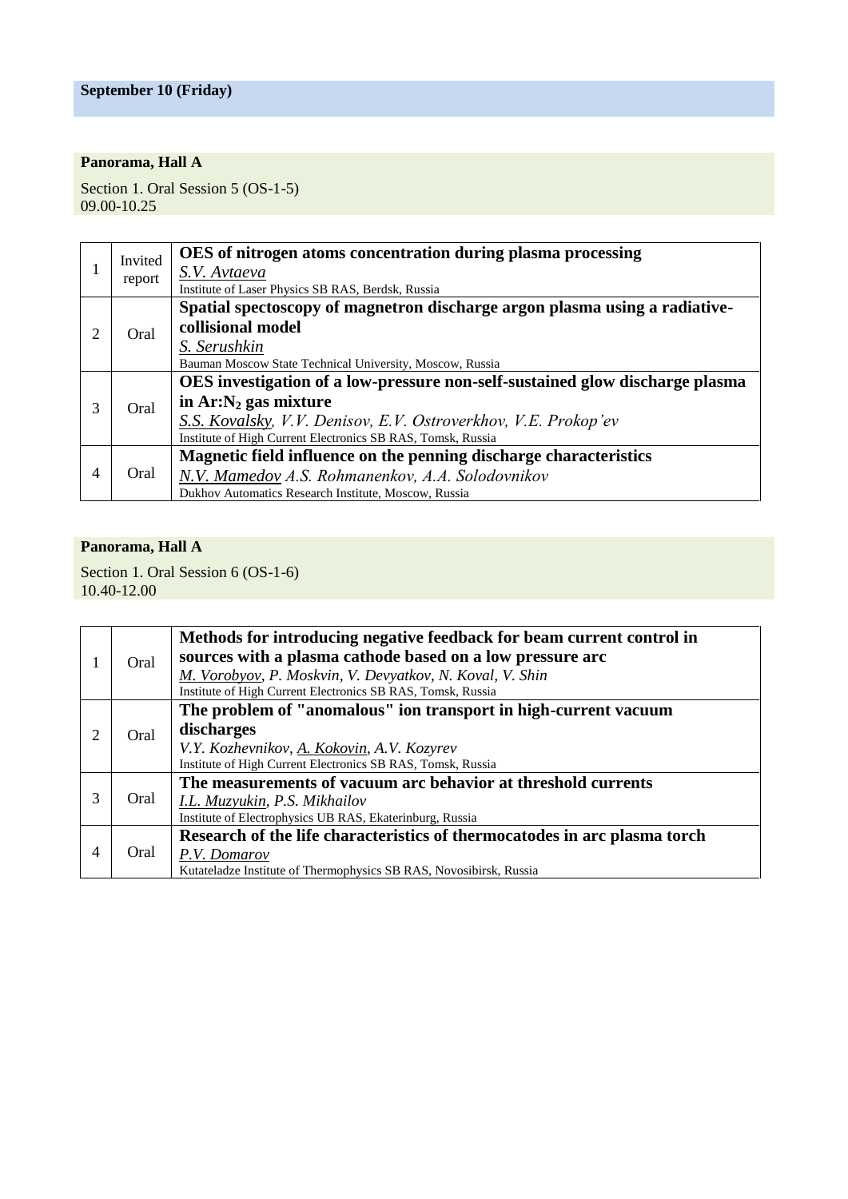**September 10 (Friday)**

**Panorama, Hall A**

Section 1. Oral Session 5 (OS-1-5)
09.00-10.25

| | | |
|---|---|---|
| 1 | Invited report | **OES of nitrogen atoms concentration during plasma processing**<br>*<u>S.V. Avtaeva</u>*<br>Institute of Laser Physics SB RAS, Berdsk, Russia |
| 2 | Oral | **Spatial spectoscopy of magnetron discharge argon plasma using a radiative-collisional model**<br>*<u>S. Serushkin</u>*<br>Bauman Moscow State Technical University, Moscow, Russia |
| 3 | Oral | **OES investigation of a low-pressure non-self-sustained glow discharge plasma in Ar:$N_2$ gas mixture**<br>*<u>S.S. Kovalsky</u>, V.V. Denisov, E.V. Ostroverkhov, V.E. Prokop'ev*<br>Institute of High Current Electronics SB RAS, Tomsk, Russia |
| 4 | Oral | **Magnetic field influence on the penning discharge characteristics**<br>*<u>N.V. Mamedov</u> A.S. Rohmanenkov, A.A. Solodovnikov*<br>Dukhov Automatics Research Institute, Moscow, Russia |

**Panorama, Hall A**

Section 1. Oral Session 6 (OS-1-6)
10.40-12.00

| | | |
|---|---|---|
| 1 | Oral | **Methods for introducing negative feedback for beam current control in sources with a plasma cathode based on a low pressure arc**<br>*<u>M. Vorobyov</u>, P. Moskvin, V. Devyatkov, N. Koval, V. Shin*<br>Institute of High Current Electronics SB RAS, Tomsk, Russia |
| 2 | Oral | **The problem of "anomalous" ion transport in high-current vacuum discharges**<br>*V.Y. Kozhevnikov, <u>A. Kokovin</u>, A.V. Kozyrev*<br>Institute of High Current Electronics SB RAS, Tomsk, Russia |
| 3 | Oral | **The measurements of vacuum arc behavior at threshold currents**<br>*<u>I.L. Muzyukin</u>, P.S. Mikhailov*<br>Institute of Electrophysics UB RAS, Ekaterinburg, Russia |
| 4 | Oral | **Research of the life characteristics of thermocatodes in arc plasma torch**<br>*<u>P.V. Domarov</u>*<br>Kutateladze Institute of Thermophysics SB RAS, Novosibirsk, Russia |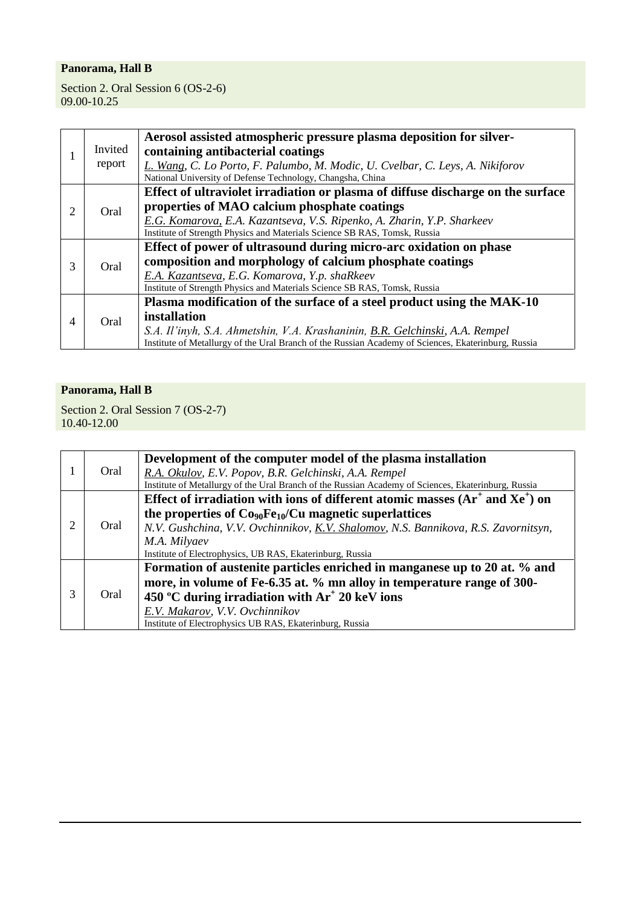**Panorama, Hall B**

Section 2. Oral Session 6 (OS-2-6)
09.00-10.25

| | | |
|---|---|---|
| 1 | Invited report | **Aerosol assisted atmospheric pressure plasma deposition for silver-containing antibacterial coatings**<br>*L. Wang, C. Lo Porto, F. Palumbo, M. Modic, U. Cvelbar, C. Leys, A. Nikiforov*<br>National University of Defense Technology, Changsha, China |
| 2 | Oral | **Effect of ultraviolet irradiation or plasma of diffuse discharge on the surface properties of MAO calcium phosphate coatings**<br>*E.G. Komarova, E.A. Kazantseva, V.S. Ripenko, A. Zharin, Y.P. Sharkeev*<br>Institute of Strength Physics and Materials Science SB RAS, Tomsk, Russia |
| 3 | Oral | **Effect of power of ultrasound during micro-arc oxidation on phase composition and morphology of calcium phosphate coatings**<br>*E.A. Kazantseva, E.G. Komarova, Y.p. shaRkeev*<br>Institute of Strength Physics and Materials Science SB RAS, Tomsk, Russia |
| 4 | Oral | **Plasma modification of the surface of a steel product using the MAK-10 installation**<br>*S.A. Il'inyh, S.A. Ahmetshin, V.A. Krashaninin, B.R. Gelchinski, A.A. Rempel*<br>Institute of Metallurgy of the Ural Branch of the Russian Academy of Sciences, Ekaterinburg, Russia |

**Panorama, Hall B**

Section 2. Oral Session 7 (OS-2-7)
10.40-12.00

| | | |
|---|---|---|
| 1 | Oral | **Development of the computer model of the plasma installation**<br>*R.A. Okulov, E.V. Popov, B.R. Gelchinski, A.A. Rempel*<br>Institute of Metallurgy of the Ural Branch of the Russian Academy of Sciences, Ekaterinburg, Russia |
| 2 | Oral | **Effect of irradiation with ions of different atomic masses ($Ar^+$ and $Xe^+$) on the properties of $Co_{90}Fe_{10}$/Cu magnetic superlattices**<br>*N.V. Gushchina, V.V. Ovchinnikov, K.V. Shalomov, N.S. Bannikova, R.S. Zavornitsyn, M.A. Milyaev*<br>Institute of Electrophysics, UB RAS, Ekaterinburg, Russia |
| 3 | Oral | **Formation of austenite particles enriched in manganese up to 20 at. % and more, in volume of Fe-6.35 at. % mn alloy in temperature range of 300-450 ºC during irradiation with $Ar^+$ 20 keV ions**<br>*E.V. Makarov, V.V. Ovchinnikov*<br>Institute of Electrophysics UB RAS, Ekaterinburg, Russia |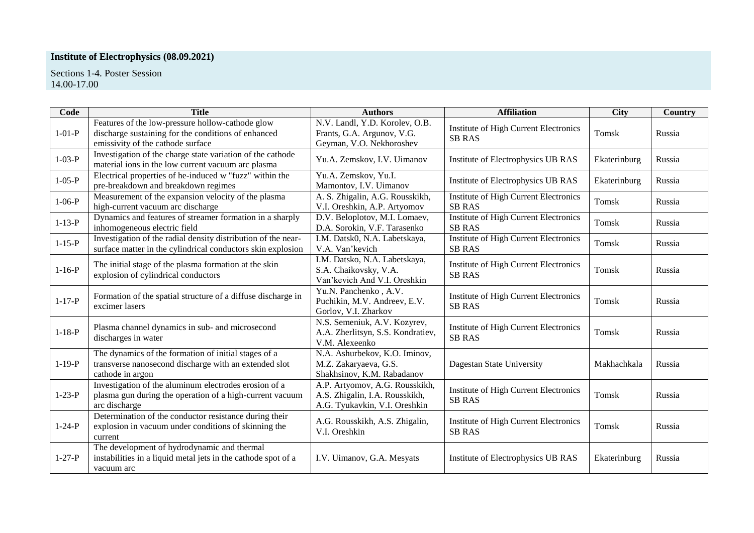**Institute of Electrophysics (08.09.2021)**

Sections 1-4. Poster Session
14.00-17.00

| Code | Title | Authors | Affiliation | City | Country |
|---|---|---|---|---|---|
| 1-01-P | Features of the low-pressure hollow-cathode glow discharge sustaining for the conditions of enhanced emissivity of the cathode surface | N.V. Landl, Y.D. Korolev, O.B. Frants, G.A. Argunov, V.G. Geyman, V.O. Nekhoroshev | Institute of High Current Electronics SB RAS | Tomsk | Russia |
| 1-03-P | Investigation of the charge state variation of the cathode material ions in the low current vacuum arc plasma | Yu.A. Zemskov, I.V. Uimanov | Institute of Electrophysics UB RAS | Ekaterinburg | Russia |
| 1-05-P | Electrical properties of he-induced w "fuzz" within the pre-breakdown and breakdown regimes | Yu.A. Zemskov, Yu.I. Mamontov, I.V. Uimanov | Institute of Electrophysics UB RAS | Ekaterinburg | Russia |
| 1-06-P | Measurement of the expansion velocity of the plasma high-current vacuum arc discharge | A. S. Zhigalin, A.G. Rousskikh, V.I. Oreshkin, A.P. Artyomov | Institute of High Current Electronics SB RAS | Tomsk | Russia |
| 1-13-P | Dynamics and features of streamer formation in a sharply inhomogeneous electric field | D.V. Beloplotov, M.I. Lomaev, D.A. Sorokin, V.F. Tarasenko | Institute of High Current Electronics SB RAS | Tomsk | Russia |
| 1-15-P | Investigation of the radial density distribution of the near-surface matter in the cylindrical conductors skin explosion | I.M. Datsk0, N.A. Labetskaya, V.A. Van'kevich | Institute of High Current Electronics SB RAS | Tomsk | Russia |
| 1-16-P | The initial stage of the plasma formation at the skin explosion of cylindrical conductors | I.M. Datsko, N.A. Labetskaya, S.A. Chaikovsky, V.A. Van'kevich And V.I. Oreshkin | Institute of High Current Electronics SB RAS | Tomsk | Russia |
| 1-17-P | Formation of the spatial structure of a diffuse discharge in excimer lasers | Yu.N. Panchenko , A.V. Puchikin, M.V. Andreev, E.V. Gorlov, V.I. Zharkov | Institute of High Current Electronics SB RAS | Tomsk | Russia |
| 1-18-P | Plasma channel dynamics in sub- and microsecond discharges in water | N.S. Semeniuk, A.V. Kozyrev, A.A. Zherlitsyn, S.S. Kondratiev, V.M. Alexeenko | Institute of High Current Electronics SB RAS | Tomsk | Russia |
| 1-19-P | The dynamics of the formation of initial stages of a transverse nanosecond discharge with an extended slot cathode in argon | N.A. Ashurbekov, K.O. Iminov, M.Z. Zakaryaeva, G.S. Shakhsinov, K.M. Rabadanov | Dagestan State University | Makhachkala | Russia |
| 1-23-P | Investigation of the aluminum electrodes erosion of a plasma gun during the operation of a high-current vacuum arc discharge | A.P. Artyomov, A.G. Rousskikh, A.S. Zhigalin, I.A. Rousskikh, A.G. Tyukavkin, V.I. Oreshkin | Institute of High Current Electronics SB RAS | Tomsk | Russia |
| 1-24-P | Determination of the conductor resistance during their explosion in vacuum under conditions of skinning the current | A.G. Rousskikh, A.S. Zhigalin, V.I. Oreshkin | Institute of High Current Electronics SB RAS | Tomsk | Russia |
| 1-27-P | The development of hydrodynamic and thermal instabilities in a liquid metal jets in the cathode spot of a vacuum arc | I.V. Uimanov, G.A. Mesyats | Institute of Electrophysics UB RAS | Ekaterinburg | Russia |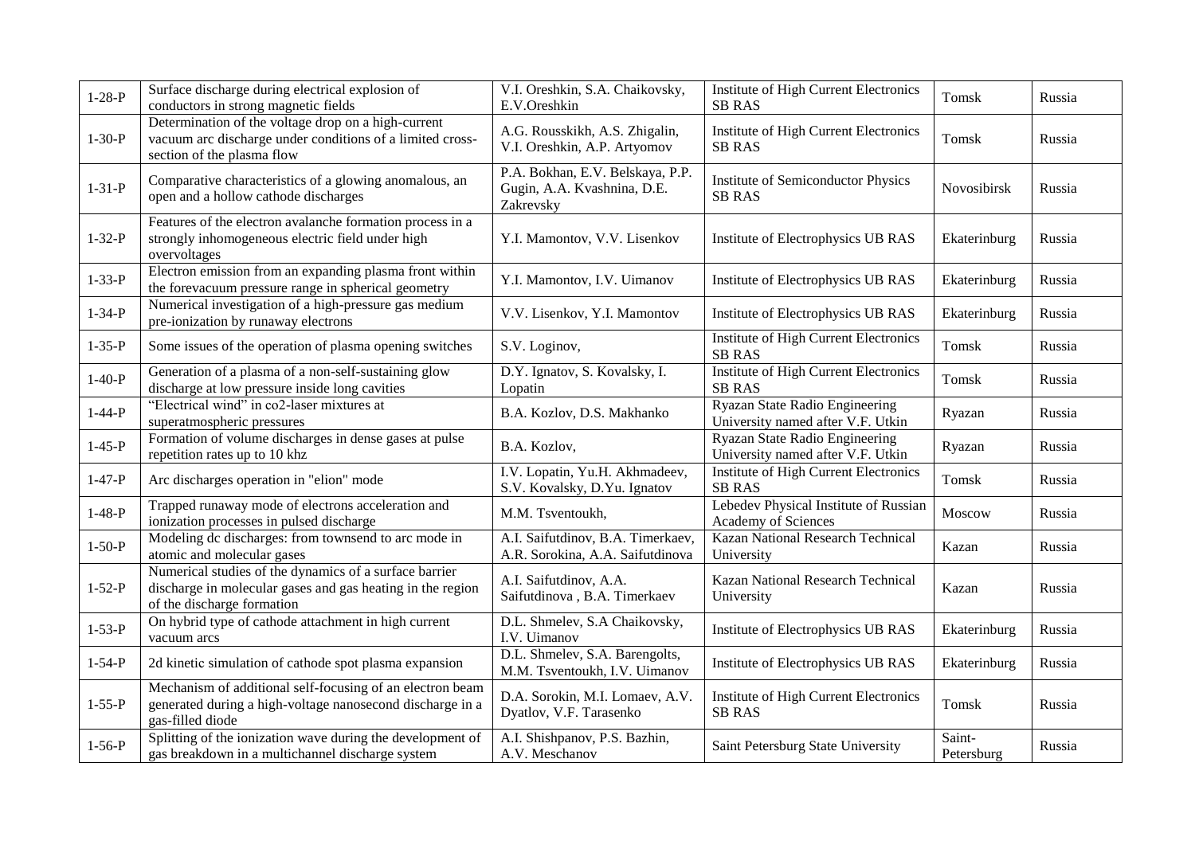| | | | | | |
|---|---|---|---|---|---|
| 1-28-P | Surface discharge during electrical explosion of conductors in strong magnetic fields | V.I. Oreshkin, S.A. Chaikovsky, E.V.Oreshkin | Institute of High Current Electronics SB RAS | Tomsk | Russia |
| 1-30-P | Determination of the voltage drop on a high-current vacuum arc discharge under conditions of a limited cross-section of the plasma flow | A.G. Rousskikh, A.S. Zhigalin, V.I. Oreshkin, A.P. Artyomov | Institute of High Current Electronics SB RAS | Tomsk | Russia |
| 1-31-P | Comparative characteristics of a glowing anomalous, an open and a hollow cathode discharges | P.A. Bokhan, E.V. Belskaya, P.P. Gugin, A.A. Kvashnina, D.E. Zakrevsky | Institute of Semiconductor Physics SB RAS | Novosibirsk | Russia |
| 1-32-P | Features of the electron avalanche formation process in a strongly inhomogeneous electric field under high overvoltages | Y.I. Mamontov, V.V. Lisenkov | Institute of Electrophysics UB RAS | Ekaterinburg | Russia |
| 1-33-P | Electron emission from an expanding plasma front within the forevacuum pressure range in spherical geometry | Y.I. Mamontov, I.V. Uimanov | Institute of Electrophysics UB RAS | Ekaterinburg | Russia |
| 1-34-P | Numerical investigation of a high-pressure gas medium pre-ionization by runaway electrons | V.V. Lisenkov, Y.I. Mamontov | Institute of Electrophysics UB RAS | Ekaterinburg | Russia |
| 1-35-P | Some issues of the operation of plasma opening switches | S.V. Loginov, | Institute of High Current Electronics SB RAS | Tomsk | Russia |
| 1-40-P | Generation of a plasma of a non-self-sustaining glow discharge at low pressure inside long cavities | D.Y. Ignatov, S. Kovalsky, I. Lopatin | Institute of High Current Electronics SB RAS | Tomsk | Russia |
| 1-44-P | "Electrical wind" in co2-laser mixtures at superatmospheric pressures | B.A. Kozlov, D.S. Makhanko | Ryazan State Radio Engineering University named after V.F. Utkin | Ryazan | Russia |
| 1-45-P | Formation of volume discharges in dense gases at pulse repetition rates up to 10 khz | B.A. Kozlov, | Ryazan State Radio Engineering University named after V.F. Utkin | Ryazan | Russia |
| 1-47-P | Arc discharges operation in "elion" mode | I.V. Lopatin, Yu.H. Akhmadeev, S.V. Kovalsky, D.Yu. Ignatov | Institute of High Current Electronics SB RAS | Tomsk | Russia |
| 1-48-P | Trapped runaway mode of electrons acceleration and ionization processes in pulsed discharge | M.M. Tsventoukh, | Lebedev Physical Institute of Russian Academy of Sciences | Moscow | Russia |
| 1-50-P | Modeling dc discharges: from townsend to arc mode in atomic and molecular gases | A.I. Saifutdinov, B.A. Timerkaev, A.R. Sorokina, A.A. Saifutdinova | Kazan National Research Technical University | Kazan | Russia |
| 1-52-P | Numerical studies of the dynamics of a surface barrier discharge in molecular gases and gas heating in the region of the discharge formation | A.I. Saifutdinov, A.A. Saifutdinova , B.A. Timerkaev | Kazan National Research Technical University | Kazan | Russia |
| 1-53-P | On hybrid type of cathode attachment in high current vacuum arcs | D.L. Shmelev, S.A Chaikovsky, I.V. Uimanov | Institute of Electrophysics UB RAS | Ekaterinburg | Russia |
| 1-54-P | 2d kinetic simulation of cathode spot plasma expansion | D.L. Shmelev, S.A. Barengolts, M.M. Tsventoukh, I.V. Uimanov | Institute of Electrophysics UB RAS | Ekaterinburg | Russia |
| 1-55-P | Mechanism of additional self-focusing of an electron beam generated during a high-voltage nanosecond discharge in a gas-filled diode | D.A. Sorokin, M.I. Lomaev, A.V. Dyatlov, V.F. Tarasenko | Institute of High Current Electronics SB RAS | Tomsk | Russia |
| 1-56-P | Splitting of the ionization wave during the development of gas breakdown in a multichannel discharge system | A.I. Shishpanov, P.S. Bazhin, A.V. Meschanov | Saint Petersburg State University | Saint-Petersburg | Russia |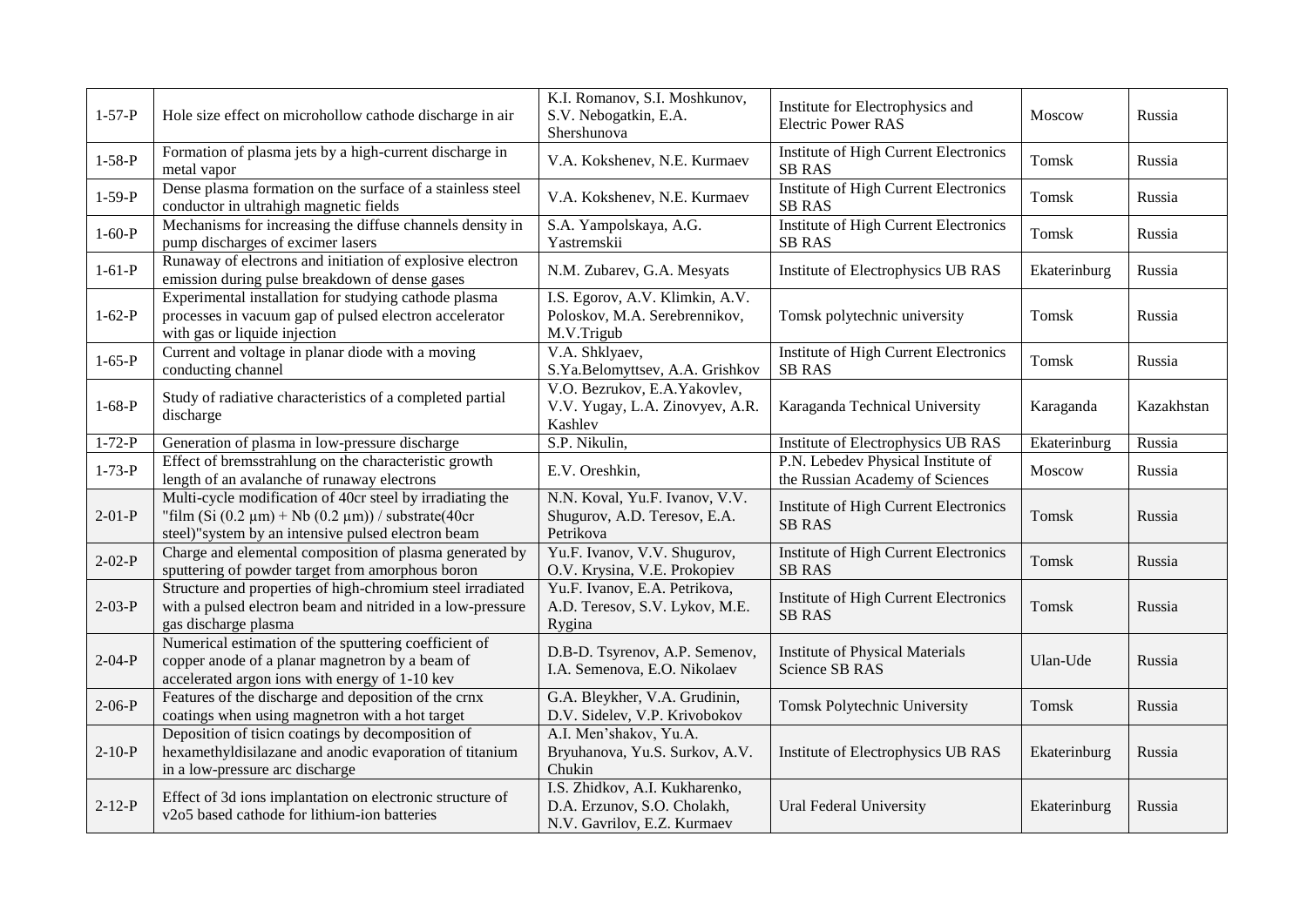| 1-57-P | Hole size effect on microhollow cathode discharge in air | K.I. Romanov, S.I. Moshkunov, S.V. Nebogatkin, E.A. Shershunova | Institute for Electrophysics and Electric Power RAS | Moscow | Russia |
|---|---|---|---|---|---|
| 1-58-P | Formation of plasma jets by a high-current discharge in metal vapor | V.A. Kokshenev, N.E. Kurmaev | Institute of High Current Electronics SB RAS | Tomsk | Russia |
| 1-59-P | Dense plasma formation on the surface of a stainless steel conductor in ultrahigh magnetic fields | V.A. Kokshenev, N.E. Kurmaev | Institute of High Current Electronics SB RAS | Tomsk | Russia |
| 1-60-P | Mechanisms for increasing the diffuse channels density in pump discharges of excimer lasers | S.A. Yampolskaya, A.G. Yastremskii | Institute of High Current Electronics SB RAS | Tomsk | Russia |
| 1-61-P | Runaway of electrons and initiation of explosive electron emission during pulse breakdown of dense gases | N.M. Zubarev, G.A. Mesyats | Institute of Electrophysics UB RAS | Ekaterinburg | Russia |
| 1-62-P | Experimental installation for studying cathode plasma processes in vacuum gap of pulsed electron accelerator with gas or liquide injection | I.S. Egorov, A.V. Klimkin, A.V. Poloskov, M.A. Serebrennikov, M.V.Trigub | Tomsk polytechnic university | Tomsk | Russia |
| 1-65-P | Current and voltage in planar diode with a moving conducting channel | V.A. Shklyaev, S.Ya.Belomyttsev, A.A. Grishkov | Institute of High Current Electronics SB RAS | Tomsk | Russia |
| 1-68-P | Study of radiative characteristics of a completed partial discharge | V.O. Bezrukov, E.A.Yakovlev, V.V. Yugay, L.A. Zinovyev, A.R. Kashlev | Karaganda Technical University | Karaganda | Kazakhstan |
| 1-72-P | Generation of plasma in low-pressure discharge | S.P. Nikulin, | Institute of Electrophysics UB RAS | Ekaterinburg | Russia |
| 1-73-P | Effect of bremsstrahlung on the characteristic growth length of an avalanche of runaway electrons | E.V. Oreshkin, | P.N. Lebedev Physical Institute of the Russian Academy of Sciences | Moscow | Russia |
| 2-01-P | Multi-cycle modification of 40cr steel by irradiating the "film (Si (0.2 μm) + Nb (0.2 μm)) / substrate(40cr steel)"system by an intensive pulsed electron beam | N.N. Koval, Yu.F. Ivanov, V.V. Shugurov, A.D. Teresov, E.A. Petrikova | Institute of High Current Electronics SB RAS | Tomsk | Russia |
| 2-02-P | Charge and elemental composition of plasma generated by sputtering of powder target from amorphous boron | Yu.F. Ivanov, V.V. Shugurov, O.V. Krysina, V.E. Prokopiev | Institute of High Current Electronics SB RAS | Tomsk | Russia |
| 2-03-P | Structure and properties of high-chromium steel irradiated with a pulsed electron beam and nitrided in a low-pressure gas discharge plasma | Yu.F. Ivanov, E.A. Petrikova, A.D. Teresov, S.V. Lykov, M.E. Rygina | Institute of High Current Electronics SB RAS | Tomsk | Russia |
| 2-04-P | Numerical estimation of the sputtering coefficient of copper anode of a planar magnetron by a beam of accelerated argon ions with energy of 1-10 kev | D.B-D. Tsyrenov, A.P. Semenov, I.A. Semenova, E.O. Nikolaev | Institute of Physical Materials Science SB RAS | Ulan-Ude | Russia |
| 2-06-P | Features of the discharge and deposition of the crnx coatings when using magnetron with a hot target | G.A. Bleykher, V.A. Grudinin, D.V. Sidelev, V.P. Krivobokov | Tomsk Polytechnic University | Tomsk | Russia |
| 2-10-P | Deposition of tisicn coatings by decomposition of hexamethyldisilazane and anodic evaporation of titanium in a low-pressure arc discharge | A.I. Men'shakov, Yu.A. Bryuhanova, Yu.S. Surkov, A.V. Chukin | Institute of Electrophysics UB RAS | Ekaterinburg | Russia |
| 2-12-P | Effect of 3d ions implantation on electronic structure of v2o5 based cathode for lithium-ion batteries | I.S. Zhidkov, A.I. Kukharenko, D.A. Erzunov, S.O. Cholakh, N.V. Gavrilov, E.Z. Kurmaev | Ural Federal University | Ekaterinburg | Russia |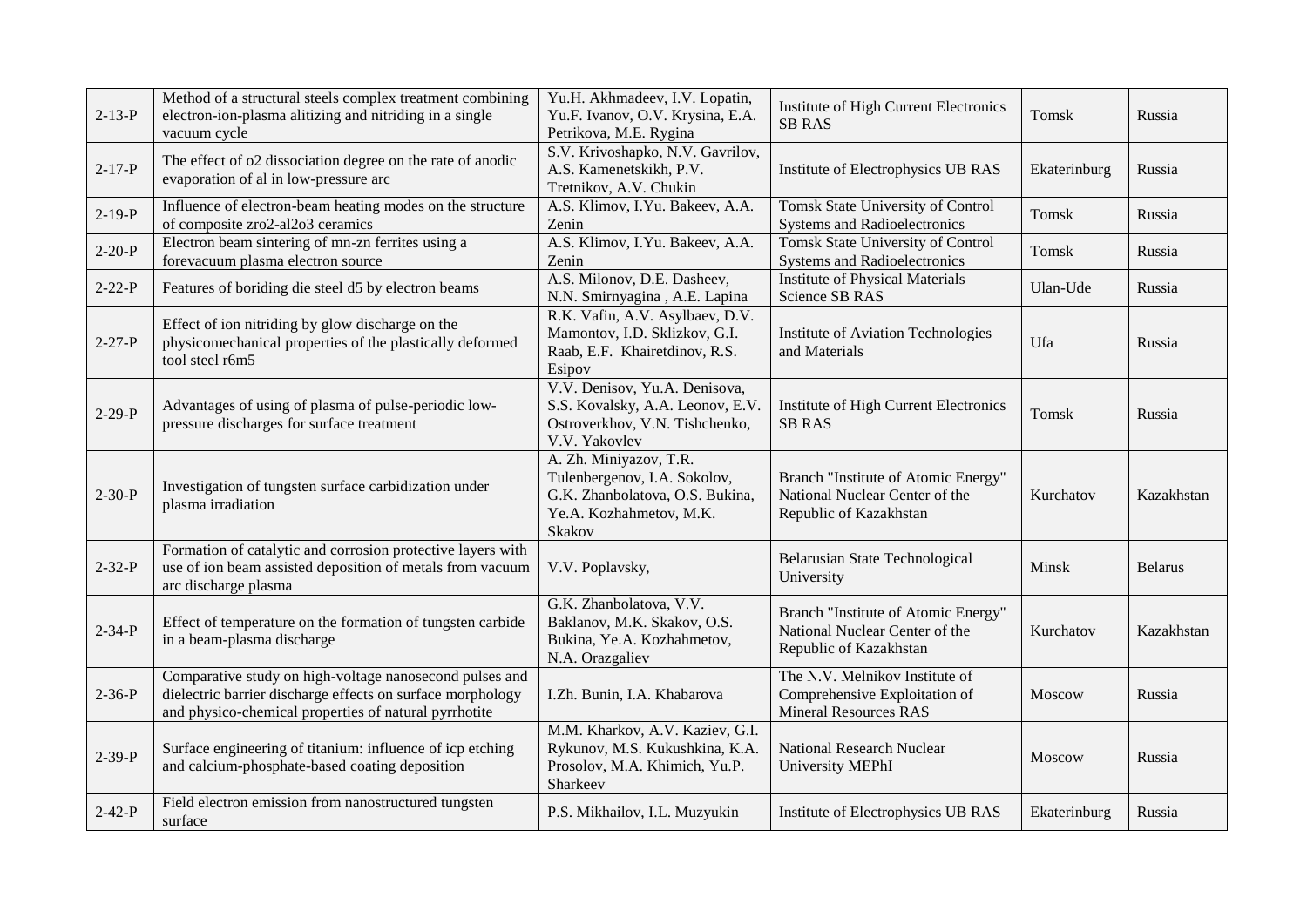| 2-13-P | Method of a structural steels complex treatment combining electron-ion-plasma alitizing and nitriding in a single vacuum cycle | Yu.H. Akhmadeev, I.V. Lopatin, Yu.F. Ivanov, O.V. Krysina, E.A. Petrikova, M.E. Rygina | Institute of High Current Electronics SB RAS | Tomsk | Russia |
|---|---|---|---|---|---|
| 2-17-P | The effect of o2 dissociation degree on the rate of anodic evaporation of al in low-pressure arc | S.V. Krivoshapko, N.V. Gavrilov, A.S. Kamenetskikh, P.V. Tretnikov, A.V. Chukin | Institute of Electrophysics UB RAS | Ekaterinburg | Russia |
| 2-19-P | Influence of electron-beam heating modes on the structure of composite zro2-al2o3 ceramics | A.S. Klimov, I.Yu. Bakeev, A.A. Zenin | Tomsk State University of Control Systems and Radioelectronics | Tomsk | Russia |
| 2-20-P | Electron beam sintering of mn-zn ferrites using a forevacuum plasma electron source | A.S. Klimov, I.Yu. Bakeev, A.A. Zenin | Tomsk State University of Control Systems and Radioelectronics | Tomsk | Russia |
| 2-22-P | Features of boriding die steel d5 by electron beams | A.S. Milonov, D.E. Dasheev, N.N. Smirnyagina , A.E. Lapina | Institute of Physical Materials Science SB RAS | Ulan-Ude | Russia |
| 2-27-P | Effect of ion nitriding by glow discharge on the physicomechanical properties of the plastically deformed tool steel r6m5 | R.K. Vafin, A.V. Asylbaev, D.V. Mamontov, I.D. Sklizkov, G.I. Raab, E.F. Khairetdinov, R.S. Esipov | Institute of Aviation Technologies and Materials | Ufa | Russia |
| 2-29-P | Advantages of using of plasma of pulse-periodic low-pressure discharges for surface treatment | V.V. Denisov, Yu.A. Denisova, S.S. Kovalsky, A.A. Leonov, E.V. Ostroverkhov, V.N. Tishchenko, V.V. Yakovlev | Institute of High Current Electronics SB RAS | Tomsk | Russia |
| 2-30-P | Investigation of tungsten surface carbidization under plasma irradiation | A. Zh. Miniyazov, T.R. Tulenbergenov, I.A. Sokolov, G.K. Zhanbolatova, O.S. Bukina, Ye.A. Kozhahmetov, M.K. Skakov | Branch "Institute of Atomic Energy" National Nuclear Center of the Republic of Kazakhstan | Kurchatov | Kazakhstan |
| 2-32-P | Formation of catalytic and corrosion protective layers with use of ion beam assisted deposition of metals from vacuum arc discharge plasma | V.V. Poplavsky, | Belarusian State Technological University | Minsk | Belarus |
| 2-34-P | Effect of temperature on the formation of tungsten carbide in a beam-plasma discharge | G.K. Zhanbolatova, V.V. Baklanov, M.K. Skakov, O.S. Bukina, Ye.A. Kozhahmetov, N.A. Orazgaliev | Branch "Institute of Atomic Energy" National Nuclear Center of the Republic of Kazakhstan | Kurchatov | Kazakhstan |
| 2-36-P | Comparative study on high-voltage nanosecond pulses and dielectric barrier discharge effects on surface morphology and physico-chemical properties of natural pyrrhotite | I.Zh. Bunin, I.A. Khabarova | The N.V. Melnikov Institute of Comprehensive Exploitation of Mineral Resources RAS | Moscow | Russia |
| 2-39-P | Surface engineering of titanium: influence of icp etching and calcium-phosphate-based coating deposition | M.M. Kharkov, A.V. Kaziev, G.I. Rykunov, M.S. Kukushkina, K.A. Prosolov, M.A. Khimich, Yu.P. Sharkeev | National Research Nuclear University MEPhI | Moscow | Russia |
| 2-42-P | Field electron emission from nanostructured tungsten surface | P.S. Mikhailov, I.L. Muzyukin | Institute of Electrophysics UB RAS | Ekaterinburg | Russia |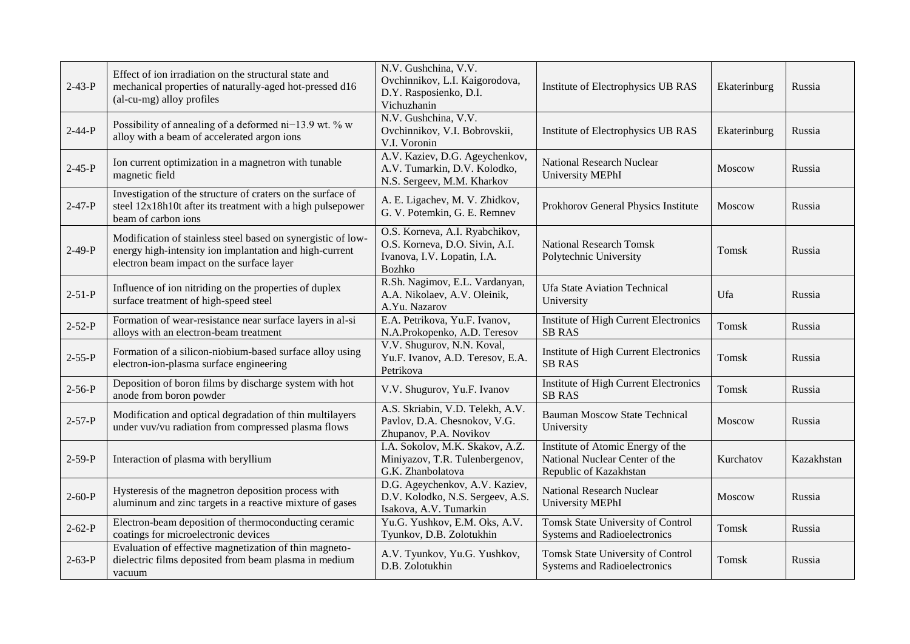| | | | | | |
|---|---|---|---|---|---|
| 2-43-P | Effect of ion irradiation on the structural state and mechanical properties of naturally-aged hot-pressed d16 (al-cu-mg) alloy profiles | N.V. Gushchina, V.V. Ovchinnikov, L.I. Kaigorodova, D.Y. Rasposienko, D.I. Vichuzhanin | Institute of Electrophysics UB RAS | Ekaterinburg | Russia |
| 2-44-P | Possibility of annealing of a deformed ni−13.9 wt. % w alloy with a beam of accelerated argon ions | N.V. Gushchina, V.V. Ovchinnikov, V.I. Bobrovskii, V.I. Voronin | Institute of Electrophysics UB RAS | Ekaterinburg | Russia |
| 2-45-P | Ion current optimization in a magnetron with tunable magnetic field | A.V. Kaziev, D.G. Ageychenkov, A.V. Tumarkin, D.V. Kolodko, N.S. Sergeev, M.M. Kharkov | National Research Nuclear University MEPhI | Moscow | Russia |
| 2-47-P | Investigation of the structure of craters on the surface of steel 12x18h10t after its treatment with a high pulsepower beam of carbon ions | A. E. Ligachev, M. V. Zhidkov, G. V. Potemkin, G. E. Remnev | Prokhorov General Physics Institute | Moscow | Russia |
| 2-49-P | Modification of stainless steel based on synergistic of low-energy high-intensity ion implantation and high-current electron beam impact on the surface layer | O.S. Korneva, A.I. Ryabchikov, O.S. Korneva, D.O. Sivin, A.I. Ivanova, I.V. Lopatin, I.A. Bozhko | National Research Tomsk Polytechnic University | Tomsk | Russia |
| 2-51-P | Influence of ion nitriding on the properties of duplex surface treatment of high-speed steel | R.Sh. Nagimov, E.L. Vardanyan, A.A. Nikolaev, A.V. Oleinik, A.Yu. Nazarov | Ufa State Aviation Technical University | Ufa | Russia |
| 2-52-P | Formation of wear-resistance near surface layers in al-si alloys with an electron-beam treatment | E.A. Petrikova, Yu.F. Ivanov, N.A.Prokopenko, A.D. Teresov | Institute of High Current Electronics SB RAS | Tomsk | Russia |
| 2-55-P | Formation of a silicon-niobium-based surface alloy using electron-ion-plasma surface engineering | V.V. Shugurov, N.N. Koval, Yu.F. Ivanov, A.D. Teresov, E.A. Petrikova | Institute of High Current Electronics SB RAS | Tomsk | Russia |
| 2-56-P | Deposition of boron films by discharge system with hot anode from boron powder | V.V. Shugurov, Yu.F. Ivanov | Institute of High Current Electronics SB RAS | Tomsk | Russia |
| 2-57-P | Modification and optical degradation of thin multilayers under vuv/vu radiation from compressed plasma flows | A.S. Skriabin, V.D. Telekh, A.V. Pavlov, D.A. Chesnokov, V.G. Zhupanov, P.A. Novikov | Bauman Moscow State Technical University | Moscow | Russia |
| 2-59-P | Interaction of plasma with beryllium | I.A. Sokolov, M.K. Skakov, A.Z. Miniyazov, T.R. Tulenbergenov, G.K. Zhanbolatova | Institute of Atomic Energy of the National Nuclear Center of the Republic of Kazakhstan | Kurchatov | Kazakhstan |
| 2-60-P | Hysteresis of the magnetron deposition process with aluminum and zinc targets in a reactive mixture of gases | D.G. Ageychenkov, A.V. Kaziev, D.V. Kolodko, N.S. Sergeev, A.S. Isakova, A.V. Tumarkin | National Research Nuclear University MEPhI | Moscow | Russia |
| 2-62-P | Electron-beam deposition of thermoconducting ceramic coatings for microelectronic devices | Yu.G. Yushkov, E.M. Oks, A.V. Tyunkov, D.B. Zolotukhin | Tomsk State University of Control Systems and Radioelectronics | Tomsk | Russia |
| 2-63-P | Evaluation of effective magnetization of thin magneto-dielectric films deposited from beam plasma in medium vacuum | A.V. Tyunkov, Yu.G. Yushkov, D.B. Zolotukhin | Tomsk State University of Control Systems and Radioelectronics | Tomsk | Russia |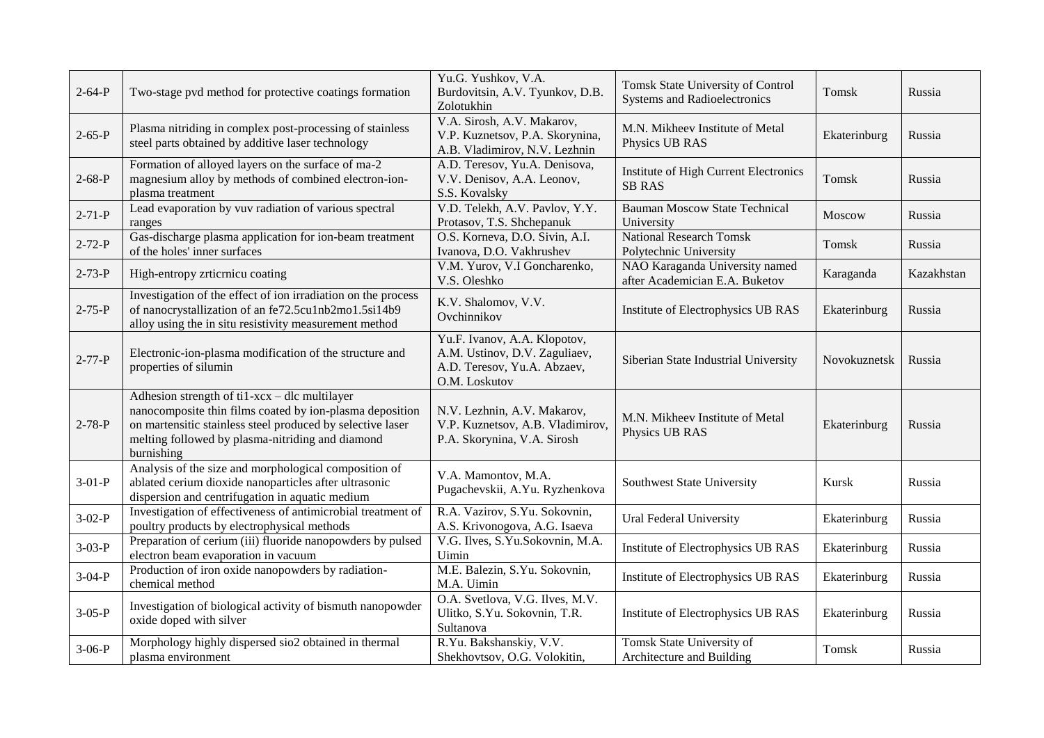| 2-64-P | Two-stage pvd method for protective coatings formation | Yu.G. Yushkov, V.A. Burdovitsin, A.V. Tyunkov, D.B. Zolotukhin | Tomsk State University of Control Systems and Radioelectronics | Tomsk | Russia |
|---|---|---|---|---|---|
| 2-65-P | Plasma nitriding in complex post-processing of stainless steel parts obtained by additive laser technology | V.A. Sirosh, A.V. Makarov, V.P. Kuznetsov, P.A. Skorynina, A.B. Vladimirov, N.V. Lezhnin | M.N. Mikheev Institute of Metal Physics UB RAS | Ekaterinburg | Russia |
| 2-68-P | Formation of alloyed layers on the surface of ma-2 magnesium alloy by methods of combined electron-ion-plasma treatment | A.D. Teresov, Yu.A. Denisova, V.V. Denisov, A.A. Leonov, S.S. Kovalsky | Institute of High Current Electronics SB RAS | Tomsk | Russia |
| 2-71-P | Lead evaporation by vuv radiation of various spectral ranges | V.D. Telekh, A.V. Pavlov, Y.Y. Protasov, T.S. Shchepanuk | Bauman Moscow State Technical University | Moscow | Russia |
| 2-72-P | Gas-discharge plasma application for ion-beam treatment of the holes' inner surfaces | O.S. Korneva, D.O. Sivin, A.I. Ivanova, D.O. Vakhrushev | National Research Tomsk Polytechnic University | Tomsk | Russia |
| 2-73-P | High-entropy zrticrnicu coating | V.M. Yurov, V.I Goncharenko, V.S. Oleshko | NAO Karaganda University named after Academician E.A. Buketov | Karaganda | Kazakhstan |
| 2-75-P | Investigation of the effect of ion irradiation on the process of nanocrystallization of an fe72.5cu1nb2mo1.5si14b9 alloy using the in situ resistivity measurement method | K.V. Shalomov, V.V. Ovchinnikov | Institute of Electrophysics UB RAS | Ekaterinburg | Russia |
| 2-77-P | Electronic-ion-plasma modification of the structure and properties of silumin | Yu.F. Ivanov, A.A. Klopotov, A.M. Ustinov, D.V. Zaguliaev, A.D. Teresov, Yu.A. Abzaev, O.M. Loskutov | Siberian State Industrial University | Novokuznetsk | Russia |
| 2-78-P | Adhesion strength of ti1-xcx – dlc multilayer nanocomposite thin films coated by ion-plasma deposition on martensitic stainless steel produced by selective laser melting followed by plasma-nitriding and diamond burnishing | N.V. Lezhnin, A.V. Makarov, V.P. Kuznetsov, A.B. Vladimirov, P.A. Skorynina, V.A. Sirosh | M.N. Mikheev Institute of Metal Physics UB RAS | Ekaterinburg | Russia |
| 3-01-P | Analysis of the size and morphological composition of ablated cerium dioxide nanoparticles after ultrasonic dispersion and centrifugation in aquatic medium | V.A. Mamontov, M.A. Pugachevskii, A.Yu. Ryzhenkova | Southwest State University | Kursk | Russia |
| 3-02-P | Investigation of effectiveness of antimicrobial treatment of poultry products by electrophysical methods | R.A. Vazirov, S.Yu. Sokovnin, A.S. Krivonogova, A.G. Isaeva | Ural Federal University | Ekaterinburg | Russia |
| 3-03-P | Preparation of cerium (iii) fluoride nanopowders by pulsed electron beam evaporation in vacuum | V.G. Ilves, S.Yu.Sokovnin, M.A. Uimin | Institute of Electrophysics UB RAS | Ekaterinburg | Russia |
| 3-04-P | Production of iron oxide nanopowders by radiation-chemical method | M.E. Balezin, S.Yu. Sokovnin, M.A. Uimin | Institute of Electrophysics UB RAS | Ekaterinburg | Russia |
| 3-05-P | Investigation of biological activity of bismuth nanopowder oxide doped with silver | O.A. Svetlova, V.G. Ilves, M.V. Ulitko, S.Yu. Sokovnin, T.R. Sultanova | Institute of Electrophysics UB RAS | Ekaterinburg | Russia |
| 3-06-P | Morphology highly dispersed sio2 obtained in thermal plasma environment | R.Yu. Bakshanskiy, V.V. Shekhovtsov, O.G. Volokitin, | Tomsk State University of Architecture and Building | Tomsk | Russia |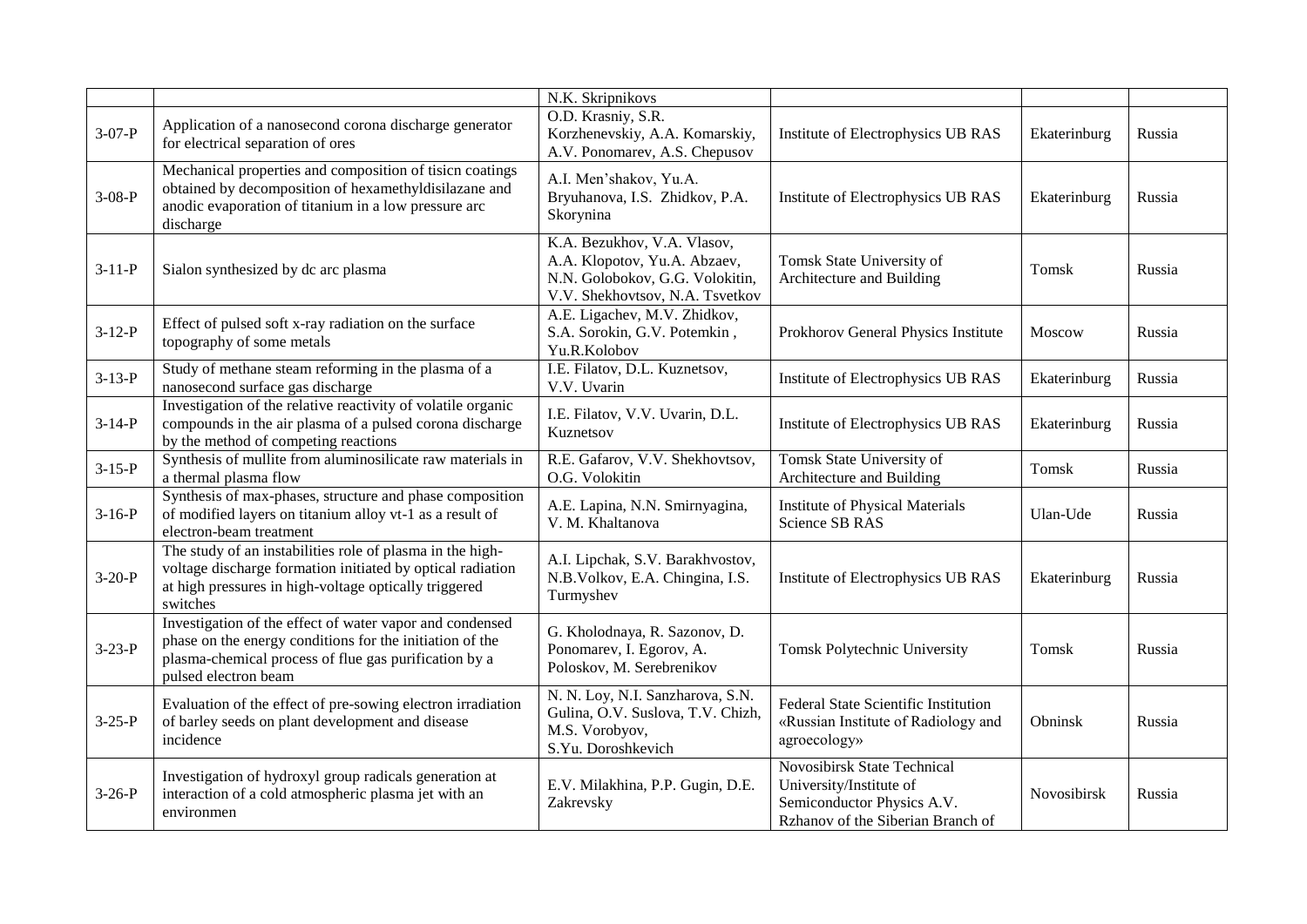| | | N.K. Skripnikovs | | | |
|---|---|---|---|---|---|
| 3-07-P | Application of a nanosecond corona discharge generator for electrical separation of ores | O.D. Krasniy, S.R. Korzhenevskiy, A.A. Komarskiy, A.V. Ponomarev, A.S. Chepusov | Institute of Electrophysics UB RAS | Ekaterinburg | Russia |
| 3-08-P | Mechanical properties and composition of tisicn coatings obtained by decomposition of hexamethyldisilazane and anodic evaporation of titanium in a low pressure arc discharge | A.I. Men'shakov, Yu.A. Bryuhanova, I.S. Zhidkov, P.A. Skorynina | Institute of Electrophysics UB RAS | Ekaterinburg | Russia |
| 3-11-P | Sialon synthesized by dc arc plasma | K.A. Bezukhov, V.A. Vlasov, A.A. Klopotov, Yu.A. Abzaev, N.N. Golobokov, G.G. Volokitin, V.V. Shekhovtsov, N.A. Tsvetkov | Tomsk State University of Architecture and Building | Tomsk | Russia |
| 3-12-P | Effect of pulsed soft x-ray radiation on the surface topography of some metals | A.E. Ligachev, M.V. Zhidkov, S.A. Sorokin, G.V. Potemkin , Yu.R.Kolobov | Prokhorov General Physics Institute | Moscow | Russia |
| 3-13-P | Study of methane steam reforming in the plasma of a nanosecond surface gas discharge | I.E. Filatov, D.L. Kuznetsov, V.V. Uvarin | Institute of Electrophysics UB RAS | Ekaterinburg | Russia |
| 3-14-P | Investigation of the relative reactivity of volatile organic compounds in the air plasma of a pulsed corona discharge by the method of competing reactions | I.E. Filatov, V.V. Uvarin, D.L. Kuznetsov | Institute of Electrophysics UB RAS | Ekaterinburg | Russia |
| 3-15-P | Synthesis of mullite from aluminosilicate raw materials in a thermal plasma flow | R.E. Gafarov, V.V. Shekhovtsov, O.G. Volokitin | Tomsk State University of Architecture and Building | Tomsk | Russia |
| 3-16-P | Synthesis of max-phases, structure and phase composition of modified layers on titanium alloy vt-1 as a result of electron-beam treatment | A.E. Lapina, N.N. Smirnyagina, V. M. Khaltanova | Institute of Physical Materials Science SB RAS | Ulan-Ude | Russia |
| 3-20-P | The study of an instabilities role of plasma in the high-voltage discharge formation initiated by optical radiation at high pressures in high-voltage optically triggered switches | A.I. Lipchak, S.V. Barakhvostov, N.B.Volkov, E.A. Chingina, I.S. Turmyshev | Institute of Electrophysics UB RAS | Ekaterinburg | Russia |
| 3-23-P | Investigation of the effect of water vapor and condensed phase on the energy conditions for the initiation of the plasma-chemical process of flue gas purification by a pulsed electron beam | G. Kholodnaya, R. Sazonov, D. Ponomarev, I. Egorov, A. Poloskov, M. Serebrenikov | Tomsk Polytechnic University | Tomsk | Russia |
| 3-25-P | Evaluation of the effect of pre-sowing electron irradiation of barley seeds on plant development and disease incidence | N. N. Loy, N.I. Sanzharova, S.N. Gulina, O.V. Suslova, T.V. Chizh, M.S. Vorobyov, S.Yu. Doroshkevich | Federal State Scientific Institution «Russian Institute of Radiology and agroecology» | Obninsk | Russia |
| 3-26-P | Investigation of hydroxyl group radicals generation at interaction of a cold atmospheric plasma jet with an environmen | E.V. Milakhina, P.P. Gugin, D.E. Zakrevsky | Novosibirsk State Technical University/Institute of Semiconductor Physics A.V. Rzhanov of the Siberian Branch of | Novosibirsk | Russia |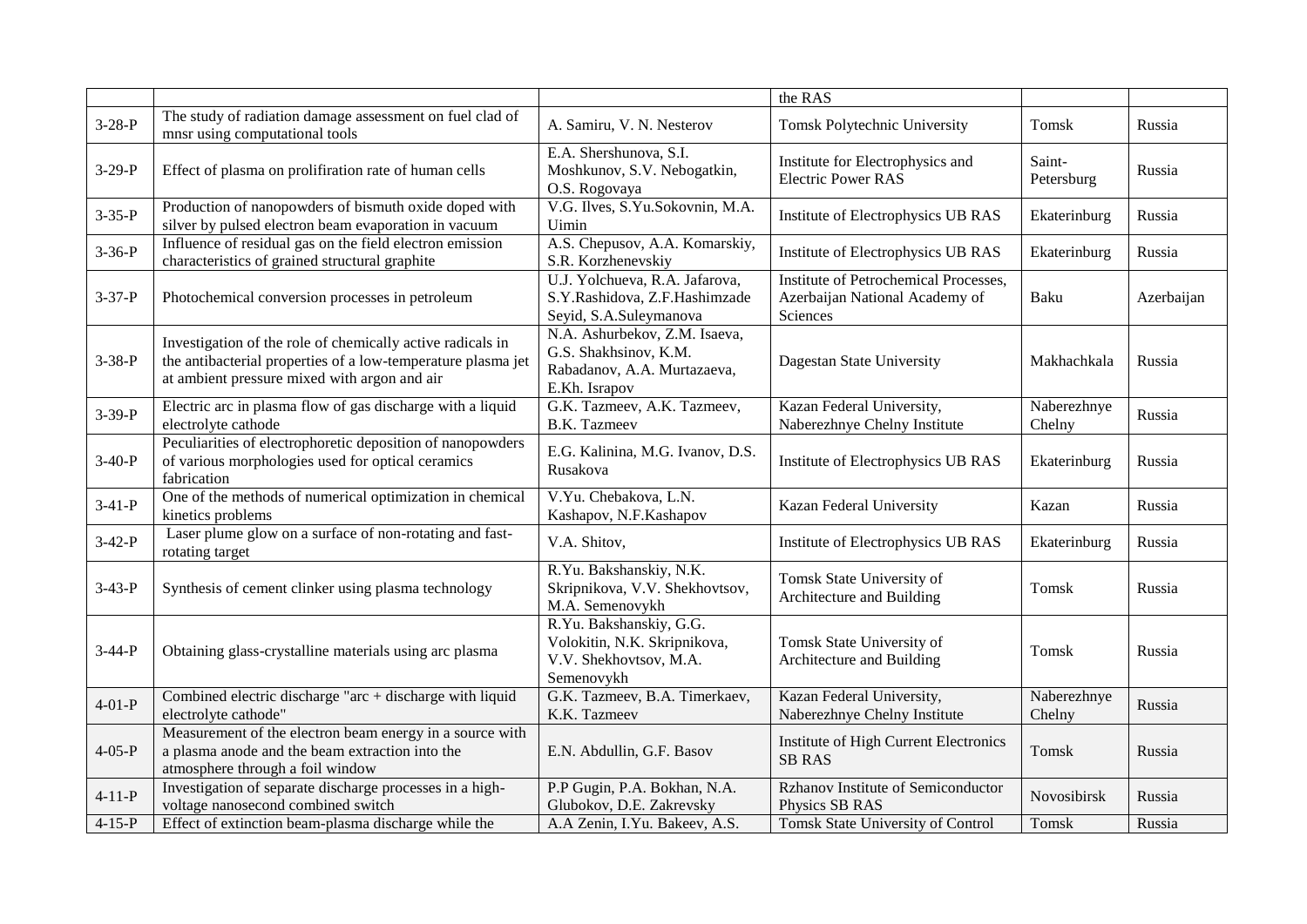| | | | | | |
|---|---|---|---|---|---|
| | | | the RAS | | |
| 3-28-P | The study of radiation damage assessment on fuel clad of mnsr using computational tools | A. Samiru, V. N. Nesterov | Tomsk Polytechnic University | Tomsk | Russia |
| 3-29-P | Effect of plasma on prolifiration rate of human cells | E.A. Shershunova, S.I. Moshkunov, S.V. Nebogatkin, O.S. Rogovaya | Institute for Electrophysics and Electric Power RAS | Saint-Petersburg | Russia |
| 3-35-P | Production of nanopowders of bismuth oxide doped with silver by pulsed electron beam evaporation in vacuum | V.G. Ilves, S.Yu.Sokovnin, M.A. Uimin | Institute of Electrophysics UB RAS | Ekaterinburg | Russia |
| 3-36-P | Influence of residual gas on the field electron emission characteristics of grained structural graphite | A.S. Chepusov, A.A. Komarskiy, S.R. Korzhenevskiy | Institute of Electrophysics UB RAS | Ekaterinburg | Russia |
| 3-37-P | Photochemical conversion processes in petroleum | U.J. Yolchueva, R.A. Jafarova, S.Y.Rashidova, Z.F.Hashimzade Seyid, S.A.Suleymanova | Institute of Petrochemical Processes, Azerbaijan National Academy of Sciences | Baku | Azerbaijan |
| 3-38-P | Investigation of the role of chemically active radicals in the antibacterial properties of a low-temperature plasma jet at ambient pressure mixed with argon and air | N.A. Ashurbekov, Z.M. Isaeva, G.S. Shakhsinov, K.M. Rabadanov, A.A. Murtazaeva, E.Kh. Israpov | Dagestan State University | Makhachkala | Russia |
| 3-39-P | Electric arc in plasma flow of gas discharge with a liquid electrolyte cathode | G.K. Tazmeev, A.K. Tazmeev, B.K. Tazmeev | Kazan Federal University, Naberezhnye Chelny Institute | Naberezhnye Chelny | Russia |
| 3-40-P | Peculiarities of electrophoretic deposition of nanopowders of various morphologies used for optical ceramics fabrication | E.G. Kalinina, M.G. Ivanov, D.S. Rusakova | Institute of Electrophysics UB RAS | Ekaterinburg | Russia |
| 3-41-P | One of the methods of numerical optimization in chemical kinetics problems | V.Yu. Chebakova, L.N. Kashapov, N.F.Kashapov | Kazan Federal University | Kazan | Russia |
| 3-42-P | Laser plume glow on a surface of non-rotating and fast-rotating target | V.A. Shitov, | Institute of Electrophysics UB RAS | Ekaterinburg | Russia |
| 3-43-P | Synthesis of cement clinker using plasma technology | R.Yu. Bakshanskiy, N.K. Skripnikova, V.V. Shekhovtsov, M.A. Semenovykh | Tomsk State University of Architecture and Building | Tomsk | Russia |
| 3-44-P | Obtaining glass-crystalline materials using arc plasma | R.Yu. Bakshanskiy, G.G. Volokitin, N.K. Skripnikova, V.V. Shekhovtsov, M.A. Semenovykh | Tomsk State University of Architecture and Building | Tomsk | Russia |
| 4-01-P | Combined electric discharge "arc + discharge with liquid electrolyte cathode" | G.K. Tazmeev, B.A. Timerkaev, K.K. Tazmeev | Kazan Federal University, Naberezhnye Chelny Institute | Naberezhnye Chelny | Russia |
| 4-05-P | Measurement of the electron beam energy in a source with a plasma anode and the beam extraction into the atmosphere through a foil window | E.N. Abdullin, G.F. Basov | Institute of High Current Electronics SB RAS | Tomsk | Russia |
| 4-11-P | Investigation of separate discharge processes in a high-voltage nanosecond combined switch | P.P Gugin, P.A. Bokhan, N.A. Glubokov, D.E. Zakrevsky | Rzhanov Institute of Semiconductor Physics SB RAS | Novosibirsk | Russia |
| 4-15-P | Effect of extinction beam-plasma discharge while the | A.A Zenin, I.Yu. Bakeev, A.S. | Tomsk State University of Control | Tomsk | Russia |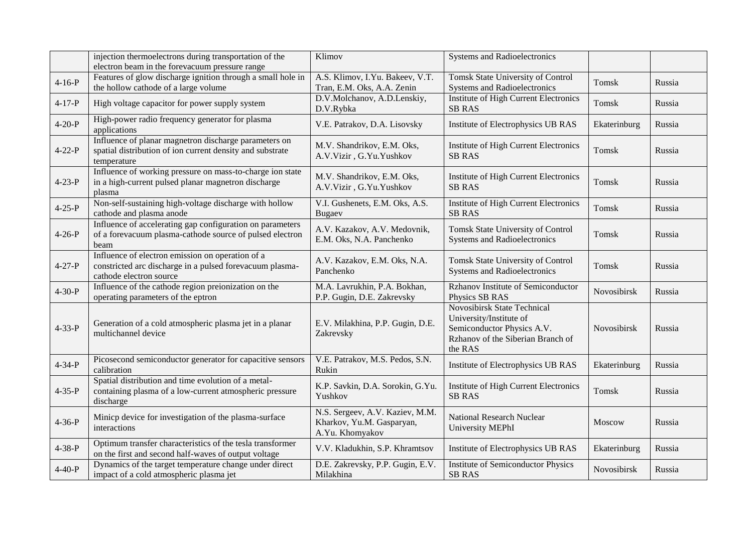| | | | | | |
|---|---|---|---|---|---|
| | injection thermoelectrons during transportation of the electron beam in the forevacuum pressure range | Klimov | Systems and Radioelectronics | | |
| 4-16-P | Features of glow discharge ignition through a small hole in the hollow cathode of a large volume | A.S. Klimov, I.Yu. Bakeev, V.T. Tran, E.M. Oks, A.A. Zenin | Tomsk State University of Control Systems and Radioelectronics | Tomsk | Russia |
| 4-17-P | High voltage capacitor for power supply system | D.V.Molchanov, A.D.Lenskiy, D.V.Rybka | Institute of High Current Electronics SB RAS | Tomsk | Russia |
| 4-20-P | High-power radio frequency generator for plasma applications | V.E. Patrakov, D.A. Lisovsky | Institute of Electrophysics UB RAS | Ekaterinburg | Russia |
| 4-22-P | Influence of planar magnetron discharge parameters on spatial distribution of ion current density and substrate temperature | M.V. Shandrikov, E.M. Oks, A.V.Vizir , G.Yu.Yushkov | Institute of High Current Electronics SB RAS | Tomsk | Russia |
| 4-23-P | Influence of working pressure on mass-to-charge ion state in a high-current pulsed planar magnetron discharge plasma | M.V. Shandrikov, E.M. Oks, A.V.Vizir , G.Yu.Yushkov | Institute of High Current Electronics SB RAS | Tomsk | Russia |
| 4-25-P | Non-self-sustaining high-voltage discharge with hollow cathode and plasma anode | V.I. Gushenets, E.M. Oks, A.S. Bugaev | Institute of High Current Electronics SB RAS | Tomsk | Russia |
| 4-26-P | Influence of accelerating gap configuration on parameters of a forevacuum plasma-cathode source of pulsed electron beam | A.V. Kazakov, A.V. Medovnik, E.M. Oks, N.A. Panchenko | Tomsk State University of Control Systems and Radioelectronics | Tomsk | Russia |
| 4-27-P | Influence of electron emission on operation of a constricted arc discharge in a pulsed forevacuum plasma-cathode electron source | A.V. Kazakov, E.M. Oks, N.A. Panchenko | Tomsk State University of Control Systems and Radioelectronics | Tomsk | Russia |
| 4-30-P | Influence of the cathode region preionization on the operating parameters of the eptron | M.A. Lavrukhin, P.A. Bokhan, P.P. Gugin, D.E. Zakrevsky | Rzhanov Institute of Semiconductor Physics SB RAS | Novosibirsk | Russia |
| 4-33-P | Generation of a cold atmospheric plasma jet in a planar multichannel device | E.V. Milakhina, P.P. Gugin, D.E. Zakrevsky | Novosibirsk State Technical University/Institute of Semiconductor Physics A.V. Rzhanov of the Siberian Branch of the RAS | Novosibirsk | Russia |
| 4-34-P | Picosecond semiconductor generator for capacitive sensors calibration | V.E. Patrakov, M.S. Pedos, S.N. Rukin | Institute of Electrophysics UB RAS | Ekaterinburg | Russia |
| 4-35-P | Spatial distribution and time evolution of a metal-containing plasma of a low-current atmospheric pressure discharge | K.P. Savkin, D.A. Sorokin, G.Yu. Yushkov | Institute of High Current Electronics SB RAS | Tomsk | Russia |
| 4-36-P | Minicp device for investigation of the plasma-surface interactions | N.S. Sergeev, A.V. Kaziev, M.M. Kharkov, Yu.M. Gasparyan, A.Yu. Khomyakov | National Research Nuclear University MEPhI | Moscow | Russia |
| 4-38-P | Optimum transfer characteristics of the tesla transformer on the first and second half-waves of output voltage | V.V. Kladukhin, S.P. Khramtsov | Institute of Electrophysics UB RAS | Ekaterinburg | Russia |
| 4-40-P | Dynamics of the target temperature change under direct impact of a cold atmospheric plasma jet | D.E. Zakrevsky, P.P. Gugin, E.V. Milakhina | Institute of Semiconductor Physics SB RAS | Novosibirsk | Russia |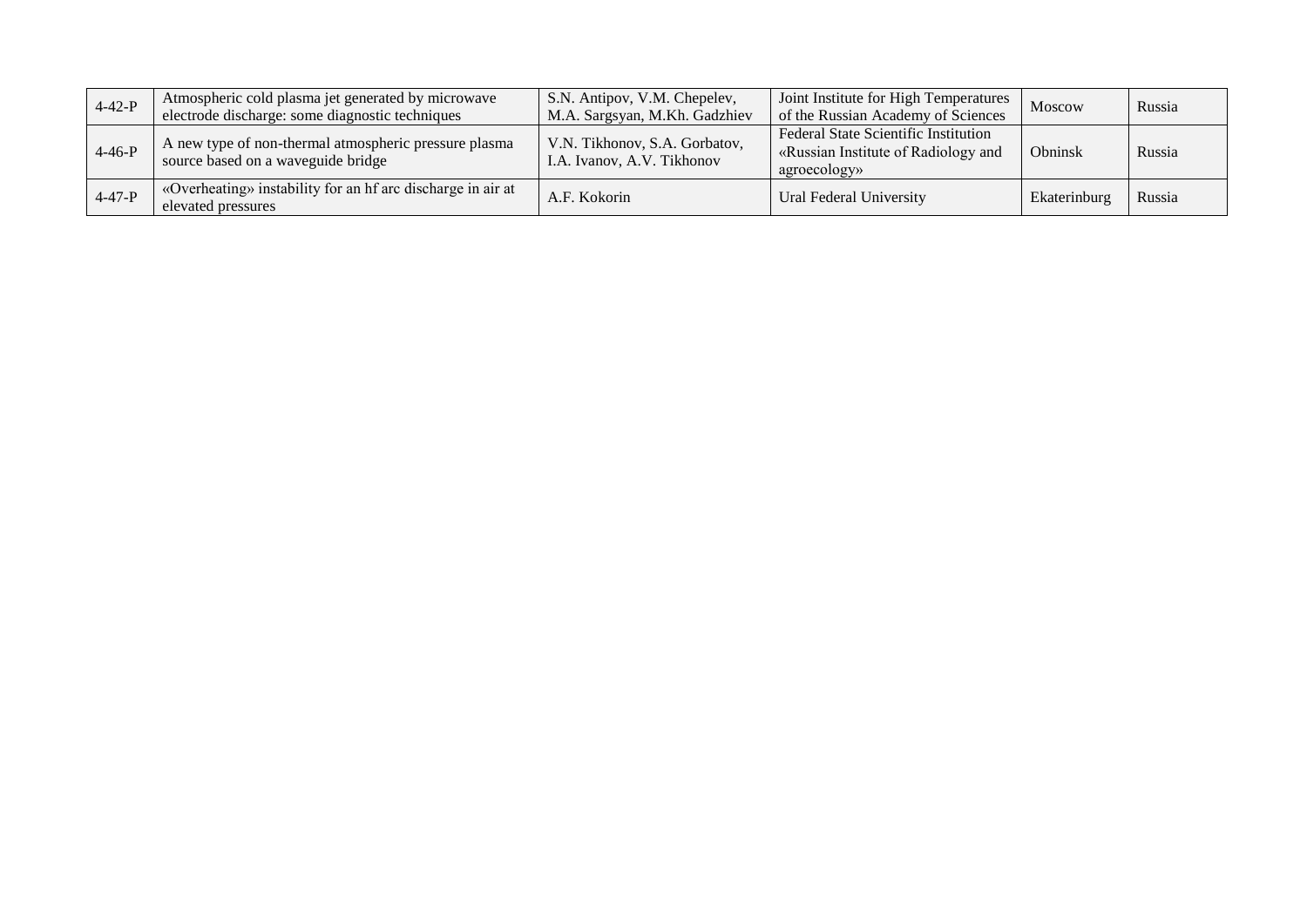| | | | | | |
|---|---|---|---|---|---|
| 4-42-P | Atmospheric cold plasma jet generated by microwave electrode discharge: some diagnostic techniques | S.N. Antipov, V.M. Chepelev, M.A. Sargsyan, M.Kh. Gadzhiev | Joint Institute for High Temperatures of the Russian Academy of Sciences | Moscow | Russia |
| 4-46-P | A new type of non-thermal atmospheric pressure plasma source based on a waveguide bridge | V.N. Tikhonov, S.A. Gorbatov, I.A. Ivanov, A.V. Tikhonov | Federal State Scientific Institution «Russian Institute of Radiology and agroecology» | Obninsk | Russia |
| 4-47-P | «Overheating» instability for an hf arc discharge in air at elevated pressures | A.F. Kokorin | Ural Federal University | Ekaterinburg | Russia |